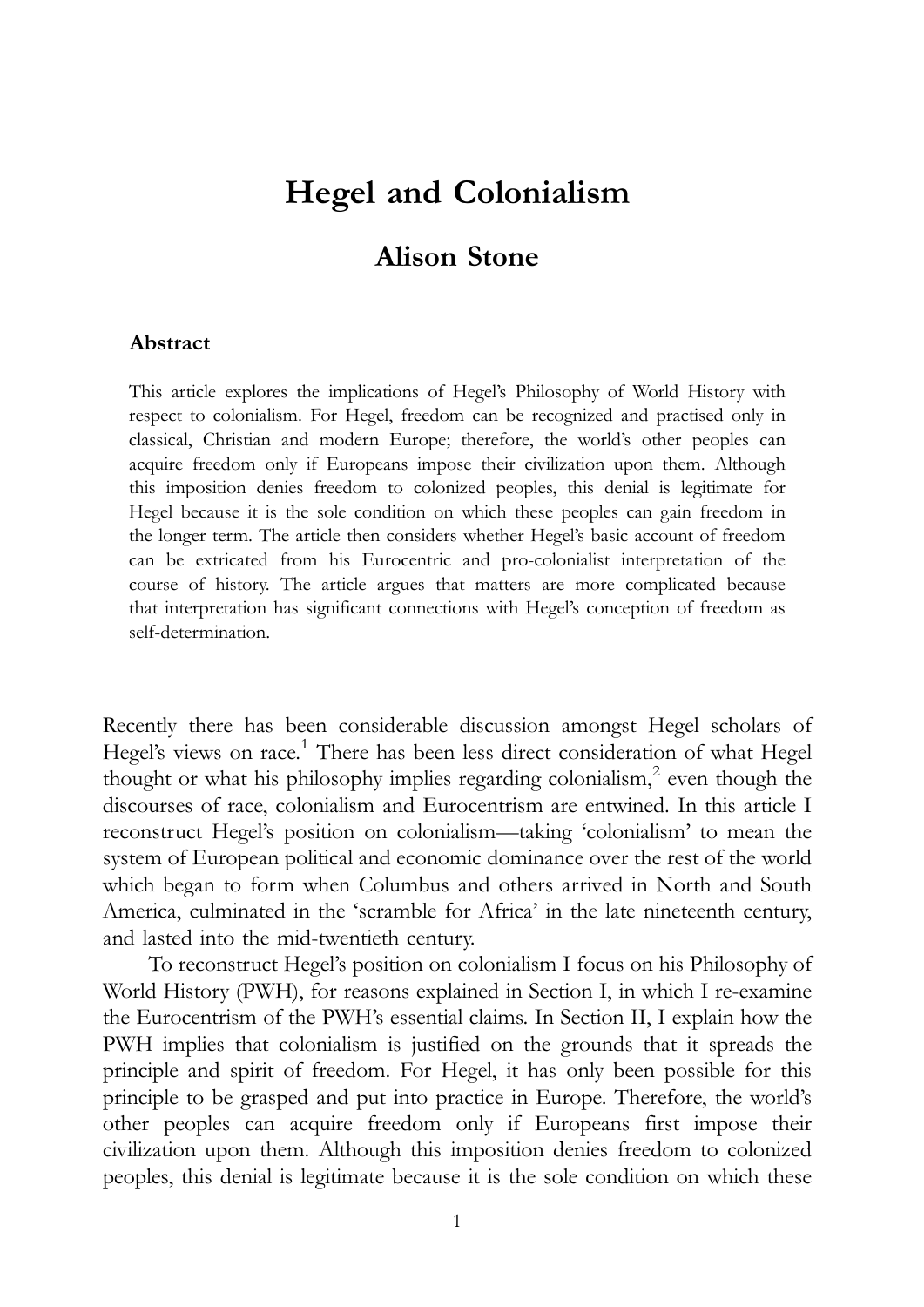# Hegel and Colonialism

## Alison Stone

### Abstract

This article explores the implications of Hegel's Philosophy of World History with respect to colonialism. For Hegel, freedom can be recognized and practised only in classical, Christian and modern Europe; therefore, the world's other peoples can acquire freedom only if Europeans impose their civilization upon them. Although this imposition denies freedom to colonized peoples, this denial is legitimate for Hegel because it is the sole condition on which these peoples can gain freedom in the longer term. The article then considers whether Hegel's basic account of freedom can be extricated from his Eurocentric and pro-colonialist interpretation of the course of history. The article argues that matters are more complicated because that interpretation has significant connections with Hegel's conception of freedom as self-determination.

Recently there has been considerable discussion amongst Hegel scholars of Hegel's views on race.[1] There has been less direct consideration of what Hegel thought or what his philosophy implies regarding colonialism,[2] even though the discourses of race, colonialism and Eurocentrism are entwined. In this article I reconstruct Hegel's position on colonialism—taking 'colonialism' to mean the system of European political and economic dominance over the rest of the world which began to form when Columbus and others arrived in North and South America, culminated in the 'scramble for Africa' in the late nineteenth century, and lasted into the mid-twentieth century.

To reconstruct Hegel's position on colonialism I focus on his Philosophy of World History (PWH), for reasons explained in Section I, in which I re-examine the Eurocentrism of the PWH's essential claims. In Section II, I explain how the PWH implies that colonialism is justified on the grounds that it spreads the principle and spirit of freedom. For Hegel, it has only been possible for this principle to be grasped and put into practice in Europe. Therefore, the world's other peoples can acquire freedom only if Europeans first impose their civilization upon them. Although this imposition denies freedom to colonized peoples, this denial is legitimate because it is the sole condition on which these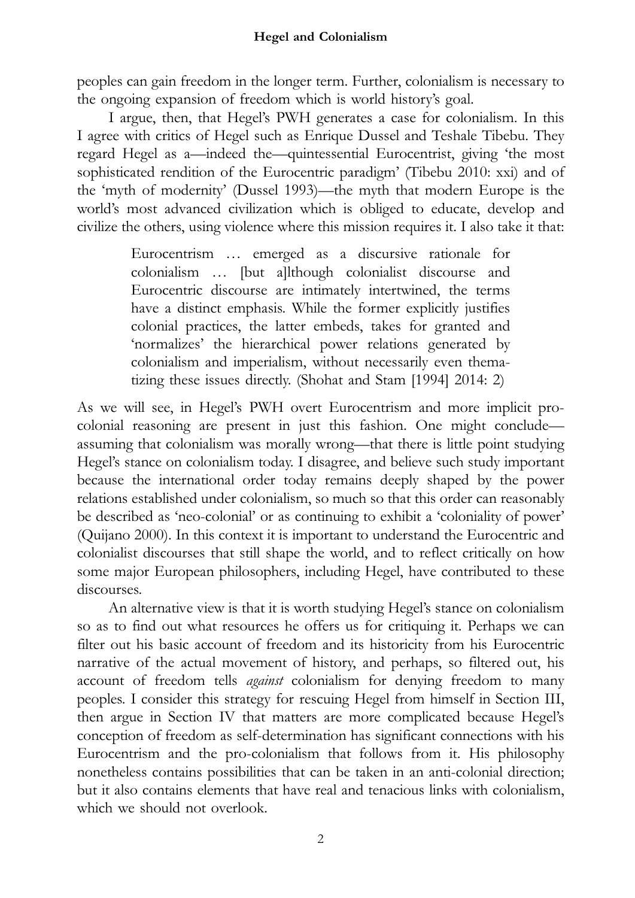peoples can gain freedom in the longer term. Further, colonialism is necessary to the ongoing expansion of freedom which is world history's goal.

I argue, then, that Hegel's PWH generates a case for colonialism. In this I agree with critics of Hegel such as Enrique Dussel and Teshale Tibebu. They regard Hegel as a—indeed the—quintessential Eurocentrist, giving 'the most sophisticated rendition of the Eurocentric paradigm' (Tibebu 2010: xxi) and of the 'myth of modernity' (Dussel 1993)—the myth that modern Europe is the world's most advanced civilization which is obliged to educate, develop and civilize the others, using violence where this mission requires it. I also take it that:

> Eurocentrism … emerged as a discursive rationale for colonialism … [but a]lthough colonialist discourse and Eurocentric discourse are intimately intertwined, the terms have a distinct emphasis. While the former explicitly justifies colonial practices, the latter embeds, takes for granted and 'normalizes' the hierarchical power relations generated by colonialism and imperialism, without necessarily even thematizing these issues directly. (Shohat and Stam [1994] 2014: 2)

As we will see, in Hegel's PWH overt Eurocentrism and more implicit pro-colonial reasoning are present in just this fashion. One might conclude—assuming that colonialism was morally wrong—that there is little point studying Hegel's stance on colonialism today. I disagree, and believe such study important because the international order today remains deeply shaped by the power relations established under colonialism, so much so that this order can reasonably be described as 'neo-colonial' or as continuing to exhibit a 'coloniality of power' (Quijano 2000). In this context it is important to understand the Eurocentric and colonialist discourses that still shape the world, and to reflect critically on how some major European philosophers, including Hegel, have contributed to these discourses.

An alternative view is that it is worth studying Hegel's stance on colonialism so as to find out what resources he offers us for critiquing it. Perhaps we can filter out his basic account of freedom and its historicity from his Eurocentric narrative of the actual movement of history, and perhaps, so filtered out, his account of freedom tells *against* colonialism for denying freedom to many peoples. I consider this strategy for rescuing Hegel from himself in Section III, then argue in Section IV that matters are more complicated because Hegel's conception of freedom as self-determination has significant connections with his Eurocentrism and the pro-colonialism that follows from it. His philosophy nonetheless contains possibilities that can be taken in an anti-colonial direction; but it also contains elements that have real and tenacious links with colonialism, which we should not overlook.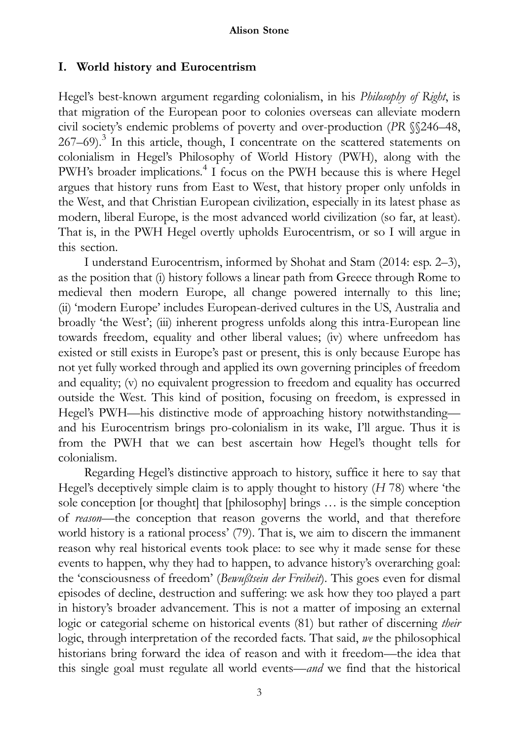## I. World history and Eurocentrism

Hegel's best-known argument regarding colonialism, in his *Philosophy of Right*, is that migration of the European poor to colonies overseas can alleviate modern civil society's endemic problems of poverty and over-production (*PR* §§246–48, 267–69).[3] In this article, though, I concentrate on the scattered statements on colonialism in Hegel's Philosophy of World History (PWH), along with the PWH's broader implications.[4] I focus on the PWH because this is where Hegel argues that history runs from East to West, that history proper only unfolds in the West, and that Christian European civilization, especially in its latest phase as modern, liberal Europe, is the most advanced world civilization (so far, at least). That is, in the PWH Hegel overtly upholds Eurocentrism, or so I will argue in this section.

I understand Eurocentrism, informed by Shohat and Stam (2014: esp. 2–3), as the position that (i) history follows a linear path from Greece through Rome to medieval then modern Europe, all change powered internally to this line; (ii) 'modern Europe' includes European-derived cultures in the US, Australia and broadly 'the West'; (iii) inherent progress unfolds along this intra-European line towards freedom, equality and other liberal values; (iv) where unfreedom has existed or still exists in Europe's past or present, this is only because Europe has not yet fully worked through and applied its own governing principles of freedom and equality; (v) no equivalent progression to freedom and equality has occurred outside the West. This kind of position, focusing on freedom, is expressed in Hegel's PWH—his distinctive mode of approaching history notwithstanding—and his Eurocentrism brings pro-colonialism in its wake, I'll argue. Thus it is from the PWH that we can best ascertain how Hegel's thought tells for colonialism.

Regarding Hegel's distinctive approach to history, suffice it here to say that Hegel's deceptively simple claim is to apply thought to history (*H* 78) where 'the sole conception [or thought] that [philosophy] brings … is the simple conception of *reason*—the conception that reason governs the world, and that therefore world history is a rational process' (79). That is, we aim to discern the immanent reason why real historical events took place: to see why it made sense for these events to happen, why they had to happen, to advance history's overarching goal: the 'consciousness of freedom' (*Bewußtsein der Freiheit*). This goes even for dismal episodes of decline, destruction and suffering: we ask how they too played a part in history's broader advancement. This is not a matter of imposing an external logic or categorial scheme on historical events (81) but rather of discerning *their* logic, through interpretation of the recorded facts. That said, *we* the philosophical historians bring forward the idea of reason and with it freedom—the idea that this single goal must regulate all world events—*and* we find that the historical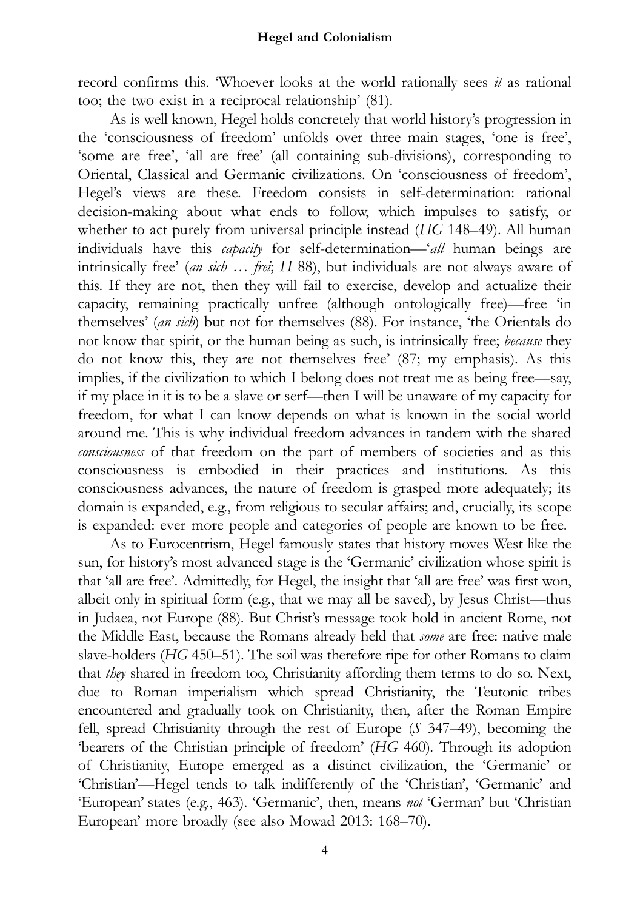record confirms this. 'Whoever looks at the world rationally sees *it* as rational too; the two exist in a reciprocal relationship' (81).

As is well known, Hegel holds concretely that world history's progression in the 'consciousness of freedom' unfolds over three main stages, 'one is free', 'some are free', 'all are free' (all containing sub-divisions), corresponding to Oriental, Classical and Germanic civilizations. On 'consciousness of freedom', Hegel's views are these. Freedom consists in self-determination: rational decision-making about what ends to follow, which impulses to satisfy, or whether to act purely from universal principle instead (*HG* 148–49). All human individuals have this *capacity* for self-determination—'*all* human beings are intrinsically free' (*an sich … frei*; *H* 88), but individuals are not always aware of this. If they are not, then they will fail to exercise, develop and actualize their capacity, remaining practically unfree (although ontologically free)—free 'in themselves' (*an sich*) but not for themselves (88). For instance, 'the Orientals do not know that spirit, or the human being as such, is intrinsically free; *because* they do not know this, they are not themselves free' (87; my emphasis). As this implies, if the civilization to which I belong does not treat me as being free—say, if my place in it is to be a slave or serf—then I will be unaware of my capacity for freedom, for what I can know depends on what is known in the social world around me. This is why individual freedom advances in tandem with the shared *consciousness* of that freedom on the part of members of societies and as this consciousness is embodied in their practices and institutions. As this consciousness advances, the nature of freedom is grasped more adequately; its domain is expanded, e.g., from religious to secular affairs; and, crucially, its scope is expanded: ever more people and categories of people are known to be free.

As to Eurocentrism, Hegel famously states that history moves West like the sun, for history's most advanced stage is the 'Germanic' civilization whose spirit is that 'all are free'. Admittedly, for Hegel, the insight that 'all are free' was first won, albeit only in spiritual form (e.g., that we may all be saved), by Jesus Christ—thus in Judaea, not Europe (88). But Christ's message took hold in ancient Rome, not the Middle East, because the Romans already held that *some* are free: native male slave-holders (*HG* 450–51). The soil was therefore ripe for other Romans to claim that *they* shared in freedom too, Christianity affording them terms to do so. Next, due to Roman imperialism which spread Christianity, the Teutonic tribes encountered and gradually took on Christianity, then, after the Roman Empire fell, spread Christianity through the rest of Europe (*S* 347–49), becoming the 'bearers of the Christian principle of freedom' (*HG* 460). Through its adoption of Christianity, Europe emerged as a distinct civilization, the 'Germanic' or 'Christian'—Hegel tends to talk indifferently of the 'Christian', 'Germanic' and 'European' states (e.g., 463). 'Germanic', then, means *not* 'German' but 'Christian European' more broadly (see also Mowad 2013: 168–70).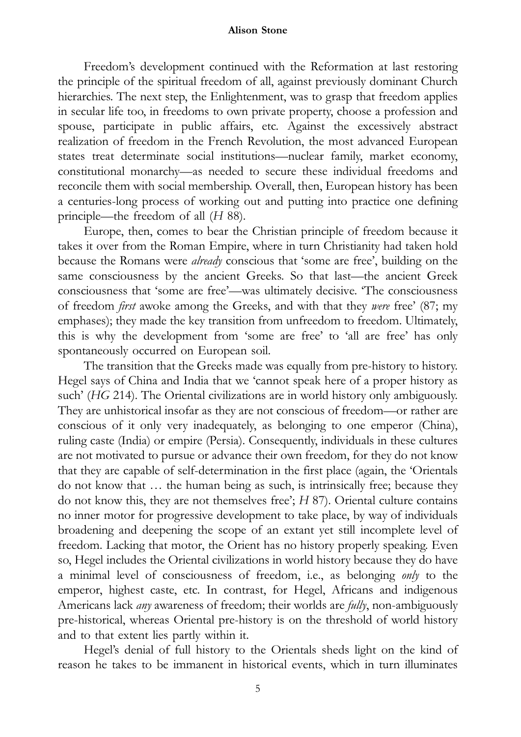Freedom's development continued with the Reformation at last restoring the principle of the spiritual freedom of all, against previously dominant Church hierarchies. The next step, the Enlightenment, was to grasp that freedom applies in secular life too, in freedoms to own private property, choose a profession and spouse, participate in public affairs, etc. Against the excessively abstract realization of freedom in the French Revolution, the most advanced European states treat determinate social institutions—nuclear family, market economy, constitutional monarchy—as needed to secure these individual freedoms and reconcile them with social membership. Overall, then, European history has been a centuries-long process of working out and putting into practice one defining principle—the freedom of all (*H* 88).

Europe, then, comes to bear the Christian principle of freedom because it takes it over from the Roman Empire, where in turn Christianity had taken hold because the Romans were *already* conscious that 'some are free', building on the same consciousness by the ancient Greeks. So that last—the ancient Greek consciousness that 'some are free'—was ultimately decisive. 'The consciousness of freedom *first* awoke among the Greeks, and with that they *were* free' (87; my emphases); they made the key transition from unfreedom to freedom. Ultimately, this is why the development from 'some are free' to 'all are free' has only spontaneously occurred on European soil.

The transition that the Greeks made was equally from pre-history to history. Hegel says of China and India that we 'cannot speak here of a proper history as such' (*HG* 214). The Oriental civilizations are in world history only ambiguously. They are unhistorical insofar as they are not conscious of freedom—or rather are conscious of it only very inadequately, as belonging to one emperor (China), ruling caste (India) or empire (Persia). Consequently, individuals in these cultures are not motivated to pursue or advance their own freedom, for they do not know that they are capable of self-determination in the first place (again, the 'Orientals do not know that … the human being as such, is intrinsically free; because they do not know this, they are not themselves free'; *H* 87). Oriental culture contains no inner motor for progressive development to take place, by way of individuals broadening and deepening the scope of an extant yet still incomplete level of freedom. Lacking that motor, the Orient has no history properly speaking. Even so, Hegel includes the Oriental civilizations in world history because they do have a minimal level of consciousness of freedom, i.e., as belonging *only* to the emperor, highest caste, etc. In contrast, for Hegel, Africans and indigenous Americans lack *any* awareness of freedom; their worlds are *fully*, non-ambiguously pre-historical, whereas Oriental pre-history is on the threshold of world history and to that extent lies partly within it.

Hegel's denial of full history to the Orientals sheds light on the kind of reason he takes to be immanent in historical events, which in turn illuminates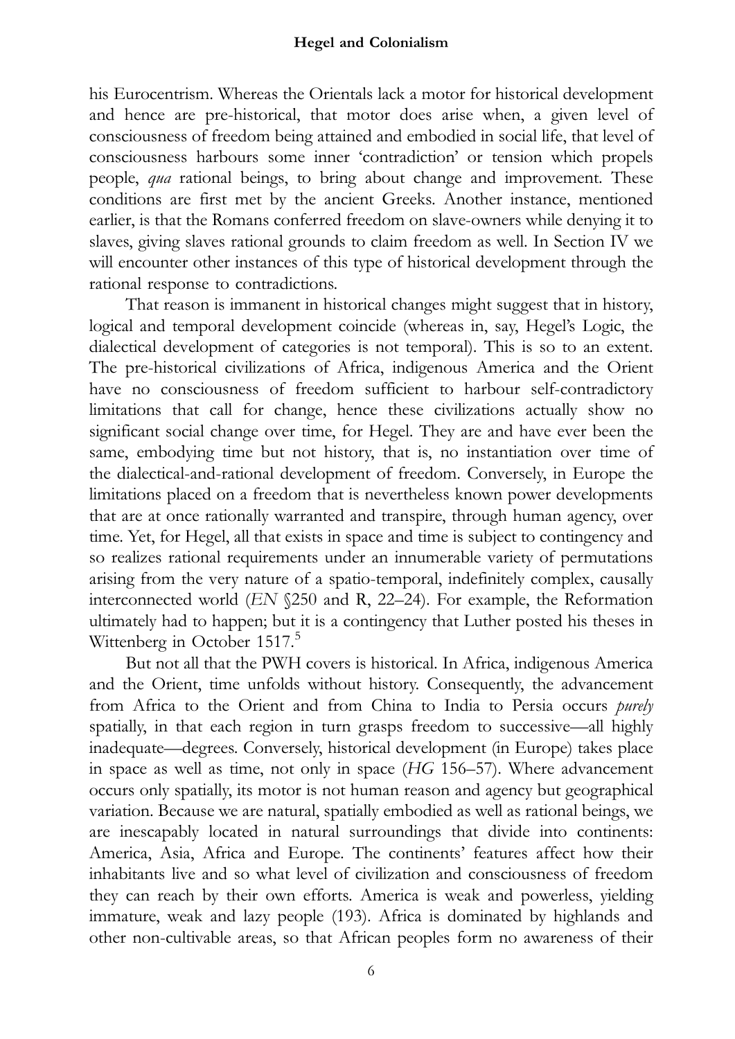his Eurocentrism. Whereas the Orientals lack a motor for historical development and hence are pre-historical, that motor does arise when, a given level of consciousness of freedom being attained and embodied in social life, that level of consciousness harbours some inner 'contradiction' or tension which propels people, *qua* rational beings, to bring about change and improvement. These conditions are first met by the ancient Greeks. Another instance, mentioned earlier, is that the Romans conferred freedom on slave-owners while denying it to slaves, giving slaves rational grounds to claim freedom as well. In Section IV we will encounter other instances of this type of historical development through the rational response to contradictions.

That reason is immanent in historical changes might suggest that in history, logical and temporal development coincide (whereas in, say, Hegel's Logic, the dialectical development of categories is not temporal). This is so to an extent. The pre-historical civilizations of Africa, indigenous America and the Orient have no consciousness of freedom sufficient to harbour self-contradictory limitations that call for change, hence these civilizations actually show no significant social change over time, for Hegel. They are and have ever been the same, embodying time but not history, that is, no instantiation over time of the dialectical-and-rational development of freedom. Conversely, in Europe the limitations placed on a freedom that is nevertheless known power developments that are at once rationally warranted and transpire, through human agency, over time. Yet, for Hegel, all that exists in space and time is subject to contingency and so realizes rational requirements under an innumerable variety of permutations arising from the very nature of a spatio-temporal, indefinitely complex, causally interconnected world (*EN* §250 and R, 22–24). For example, the Reformation ultimately had to happen; but it is a contingency that Luther posted his theses in Wittenberg in October 1517.[5]

But not all that the PWH covers is historical. In Africa, indigenous America and the Orient, time unfolds without history. Consequently, the advancement from Africa to the Orient and from China to India to Persia occurs *purely* spatially, in that each region in turn grasps freedom to successive—all highly inadequate—degrees. Conversely, historical development (in Europe) takes place in space as well as time, not only in space (*HG* 156–57). Where advancement occurs only spatially, its motor is not human reason and agency but geographical variation. Because we are natural, spatially embodied as well as rational beings, we are inescapably located in natural surroundings that divide into continents: America, Asia, Africa and Europe. The continents' features affect how their inhabitants live and so what level of civilization and consciousness of freedom they can reach by their own efforts. America is weak and powerless, yielding immature, weak and lazy people (193). Africa is dominated by highlands and other non-cultivable areas, so that African peoples form no awareness of their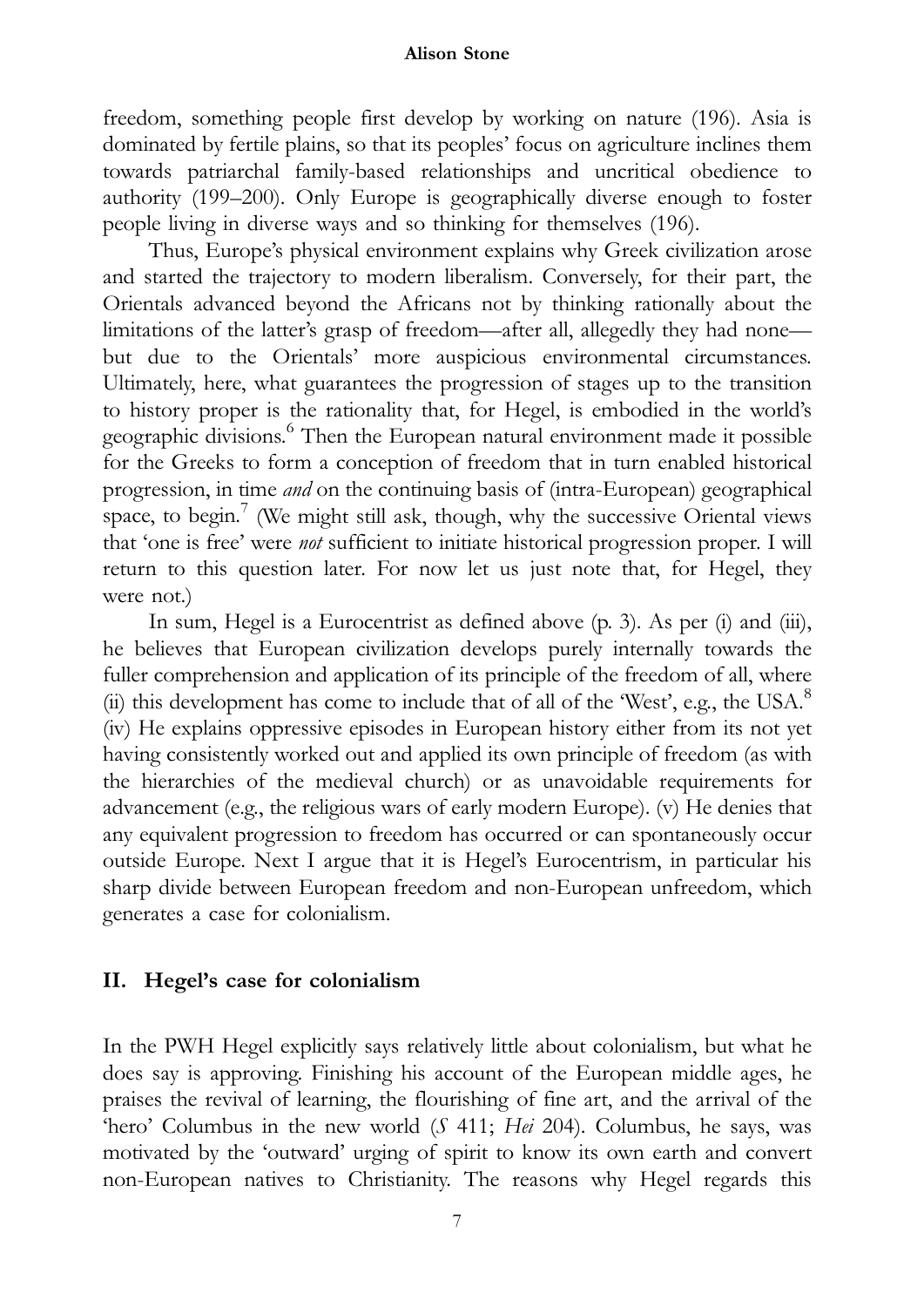freedom, something people first develop by working on nature (196). Asia is dominated by fertile plains, so that its peoples' focus on agriculture inclines them towards patriarchal family-based relationships and uncritical obedience to authority (199–200). Only Europe is geographically diverse enough to foster people living in diverse ways and so thinking for themselves (196).

Thus, Europe's physical environment explains why Greek civilization arose and started the trajectory to modern liberalism. Conversely, for their part, the Orientals advanced beyond the Africans not by thinking rationally about the limitations of the latter's grasp of freedom—after all, allegedly they had none—but due to the Orientals' more auspicious environmental circumstances. Ultimately, here, what guarantees the progression of stages up to the transition to history proper is the rationality that, for Hegel, is embodied in the world's geographic divisions.[6] Then the European natural environment made it possible for the Greeks to form a conception of freedom that in turn enabled historical progression, in time *and* on the continuing basis of (intra-European) geographical space, to begin.[7] (We might still ask, though, why the successive Oriental views that 'one is free' were *not* sufficient to initiate historical progression proper. I will return to this question later. For now let us just note that, for Hegel, they were not.)

In sum, Hegel is a Eurocentrist as defined above (p. 3). As per (i) and (iii), he believes that European civilization develops purely internally towards the fuller comprehension and application of its principle of the freedom of all, where (ii) this development has come to include that of all of the 'West', e.g., the USA.[8] (iv) He explains oppressive episodes in European history either from its not yet having consistently worked out and applied its own principle of freedom (as with the hierarchies of the medieval church) or as unavoidable requirements for advancement (e.g., the religious wars of early modern Europe). (v) He denies that any equivalent progression to freedom has occurred or can spontaneously occur outside Europe. Next I argue that it is Hegel's Eurocentrism, in particular his sharp divide between European freedom and non-European unfreedom, which generates a case for colonialism.

## II. Hegel's case for colonialism

In the PWH Hegel explicitly says relatively little about colonialism, but what he does say is approving. Finishing his account of the European middle ages, he praises the revival of learning, the flourishing of fine art, and the arrival of the 'hero' Columbus in the new world (*S* 411; *Hei* 204). Columbus, he says, was motivated by the 'outward' urging of spirit to know its own earth and convert non-European natives to Christianity. The reasons why Hegel regards this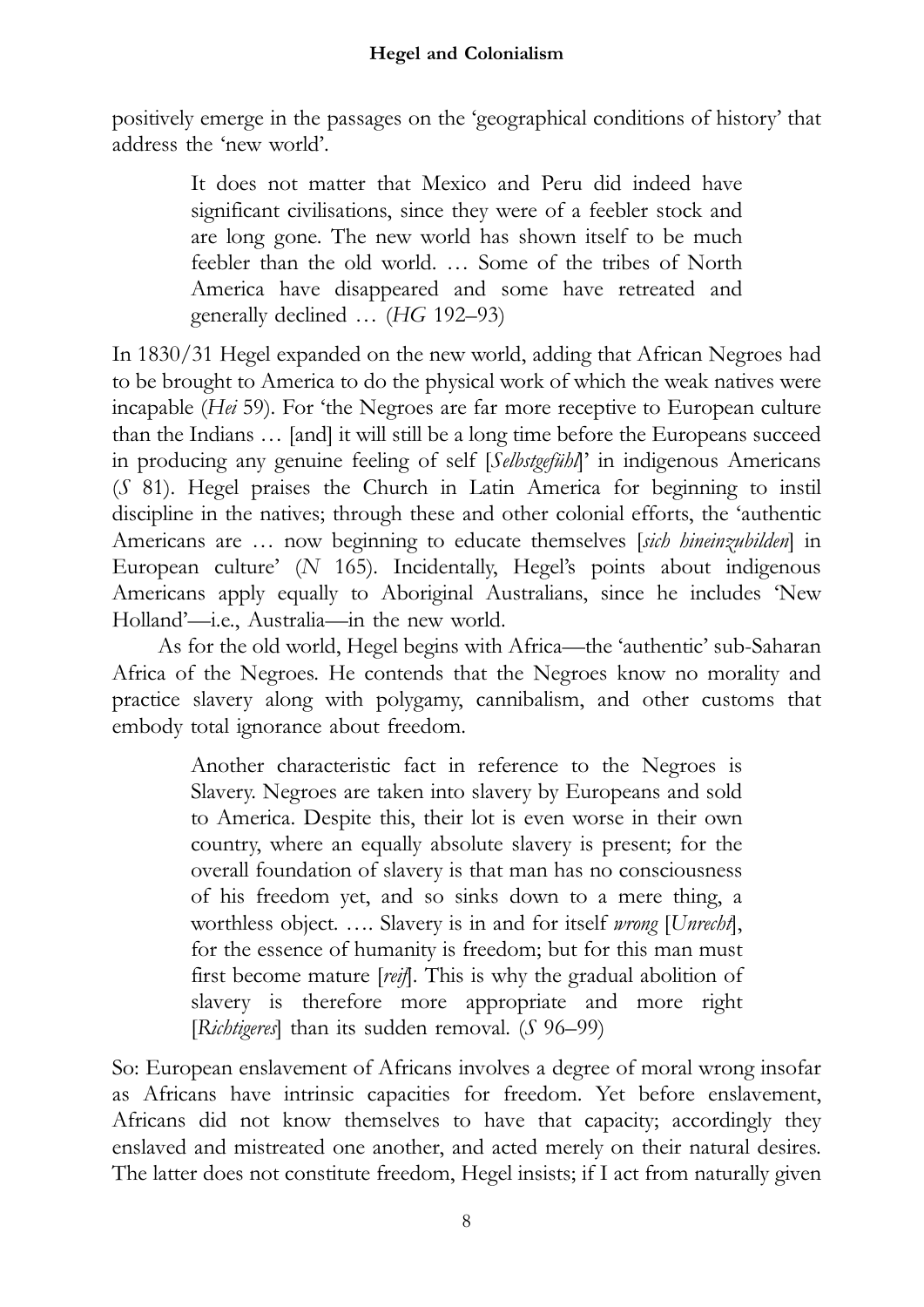positively emerge in the passages on the 'geographical conditions of history' that address the 'new world'.

> It does not matter that Mexico and Peru did indeed have significant civilisations, since they were of a feebler stock and are long gone. The new world has shown itself to be much feebler than the old world. … Some of the tribes of North America have disappeared and some have retreated and generally declined … (*HG* 192–93)

In 1830/31 Hegel expanded on the new world, adding that African Negroes had to be brought to America to do the physical work of which the weak natives were incapable (*Hei* 59). For 'the Negroes are far more receptive to European culture than the Indians … [and] it will still be a long time before the Europeans succeed in producing any genuine feeling of self [*Selbstgefühl*]' in indigenous Americans (*S* 81). Hegel praises the Church in Latin America for beginning to instil discipline in the natives; through these and other colonial efforts, the 'authentic Americans are … now beginning to educate themselves [*sich hineinzubilden*] in European culture' (*N* 165). Incidentally, Hegel's points about indigenous Americans apply equally to Aboriginal Australians, since he includes 'New Holland'—i.e., Australia—in the new world.

As for the old world, Hegel begins with Africa—the 'authentic' sub-Saharan Africa of the Negroes. He contends that the Negroes know no morality and practice slavery along with polygamy, cannibalism, and other customs that embody total ignorance about freedom.

> Another characteristic fact in reference to the Negroes is Slavery. Negroes are taken into slavery by Europeans and sold to America. Despite this, their lot is even worse in their own country, where an equally absolute slavery is present; for the overall foundation of slavery is that man has no consciousness of his freedom yet, and so sinks down to a mere thing, a worthless object. …. Slavery is in and for itself *wrong* [*Unrecht*], for the essence of humanity is freedom; but for this man must first become mature [*reif*]. This is why the gradual abolition of slavery is therefore more appropriate and more right [*Richtigeres*] than its sudden removal. (*S* 96–99)

So: European enslavement of Africans involves a degree of moral wrong insofar as Africans have intrinsic capacities for freedom. Yet before enslavement, Africans did not know themselves to have that capacity; accordingly they enslaved and mistreated one another, and acted merely on their natural desires. The latter does not constitute freedom, Hegel insists; if I act from naturally given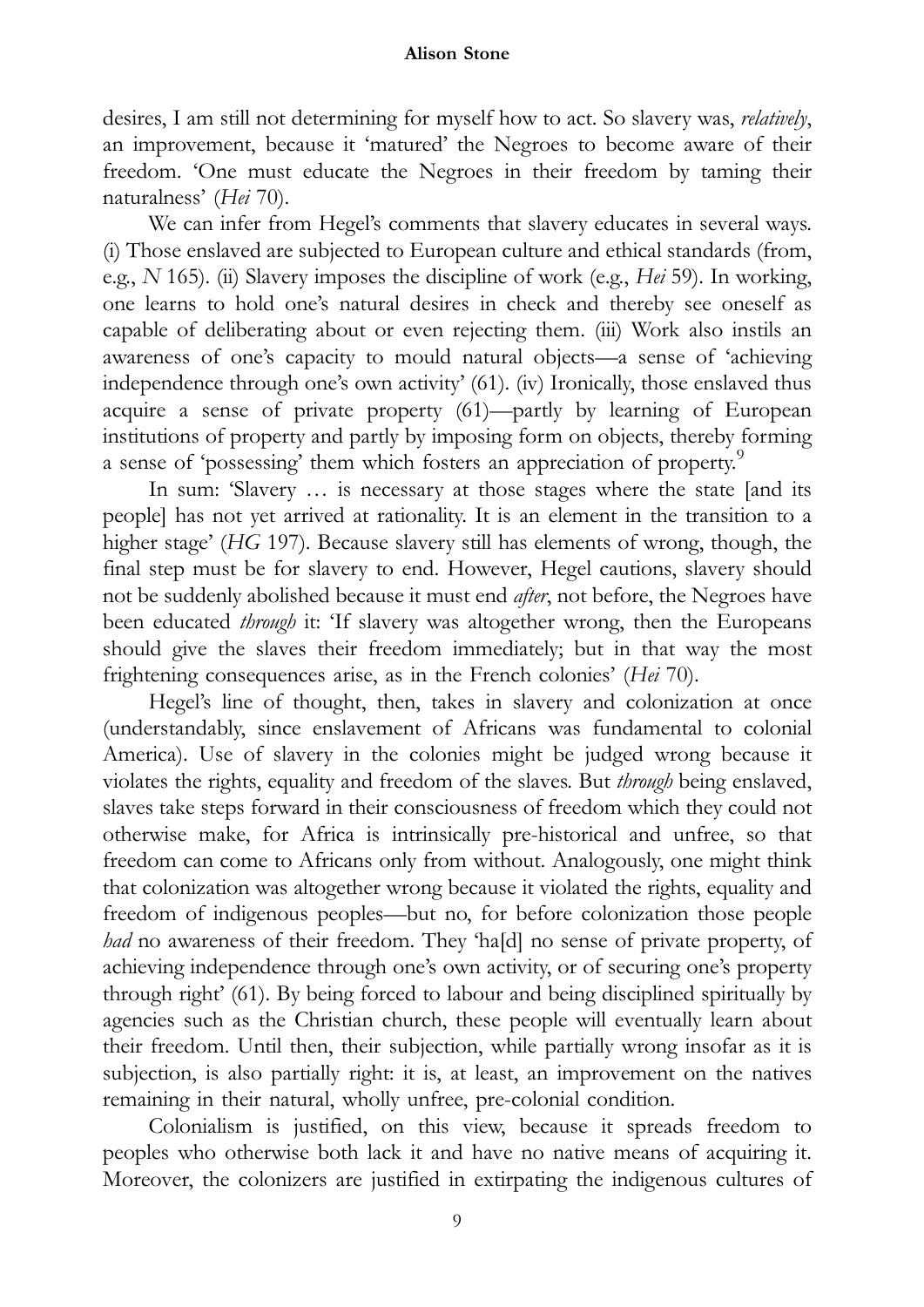desires, I am still not determining for myself how to act. So slavery was, *relatively*, an improvement, because it 'matured' the Negroes to become aware of their freedom. 'One must educate the Negroes in their freedom by taming their naturalness' (*Hei* 70).

We can infer from Hegel's comments that slavery educates in several ways. (i) Those enslaved are subjected to European culture and ethical standards (from, e.g., *N* 165). (ii) Slavery imposes the discipline of work (e.g., *Hei* 59). In working, one learns to hold one's natural desires in check and thereby see oneself as capable of deliberating about or even rejecting them. (iii) Work also instils an awareness of one's capacity to mould natural objects—a sense of 'achieving independence through one's own activity' (61). (iv) Ironically, those enslaved thus acquire a sense of private property (61)—partly by learning of European institutions of property and partly by imposing form on objects, thereby forming a sense of 'possessing' them which fosters an appreciation of property.[9]

In sum: 'Slavery … is necessary at those stages where the state [and its people] has not yet arrived at rationality. It is an element in the transition to a higher stage' (*HG* 197). Because slavery still has elements of wrong, though, the final step must be for slavery to end. However, Hegel cautions, slavery should not be suddenly abolished because it must end *after*, not before, the Negroes have been educated *through* it: 'If slavery was altogether wrong, then the Europeans should give the slaves their freedom immediately; but in that way the most frightening consequences arise, as in the French colonies' (*Hei* 70).

Hegel's line of thought, then, takes in slavery and colonization at once (understandably, since enslavement of Africans was fundamental to colonial America). Use of slavery in the colonies might be judged wrong because it violates the rights, equality and freedom of the slaves. But *through* being enslaved, slaves take steps forward in their consciousness of freedom which they could not otherwise make, for Africa is intrinsically pre-historical and unfree, so that freedom can come to Africans only from without. Analogously, one might think that colonization was altogether wrong because it violated the rights, equality and freedom of indigenous peoples—but no, for before colonization those people *had* no awareness of their freedom. They 'ha[d] no sense of private property, of achieving independence through one's own activity, or of securing one's property through right' (61). By being forced to labour and being disciplined spiritually by agencies such as the Christian church, these people will eventually learn about their freedom. Until then, their subjection, while partially wrong insofar as it is subjection, is also partially right: it is, at least, an improvement on the natives remaining in their natural, wholly unfree, pre-colonial condition.

Colonialism is justified, on this view, because it spreads freedom to peoples who otherwise both lack it and have no native means of acquiring it. Moreover, the colonizers are justified in extirpating the indigenous cultures of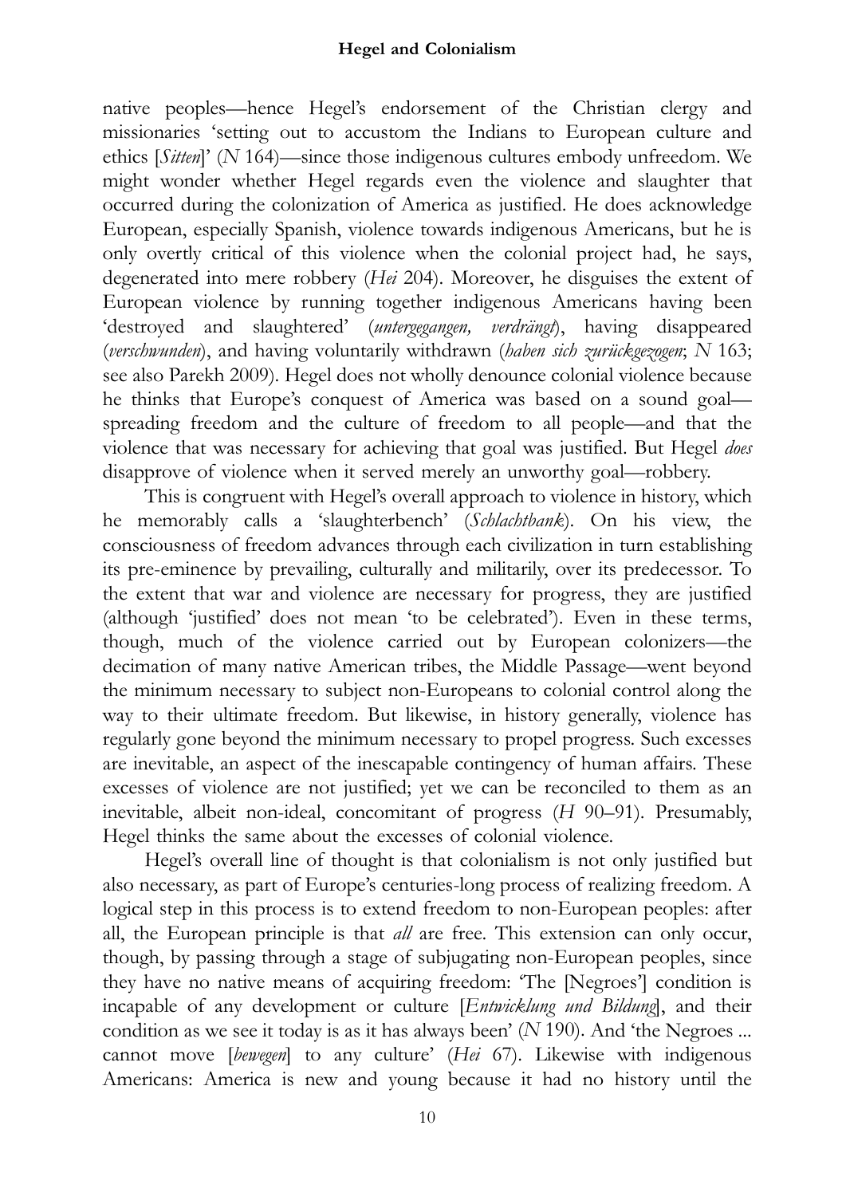native peoples—hence Hegel's endorsement of the Christian clergy and missionaries 'setting out to accustom the Indians to European culture and ethics [*Sitten*]' (*N* 164)—since those indigenous cultures embody unfreedom. We might wonder whether Hegel regards even the violence and slaughter that occurred during the colonization of America as justified. He does acknowledge European, especially Spanish, violence towards indigenous Americans, but he is only overtly critical of this violence when the colonial project had, he says, degenerated into mere robbery (*Hei* 204). Moreover, he disguises the extent of European violence by running together indigenous Americans having been 'destroyed and slaughtered' (*untergegangen, verdrängt*), having disappeared (*verschwunden*), and having voluntarily withdrawn (*haben sich zurückgezogen*; *N* 163; see also Parekh 2009). Hegel does not wholly denounce colonial violence because he thinks that Europe's conquest of America was based on a sound goal—spreading freedom and the culture of freedom to all people—and that the violence that was necessary for achieving that goal was justified. But Hegel *does* disapprove of violence when it served merely an unworthy goal—robbery.

This is congruent with Hegel's overall approach to violence in history, which he memorably calls a 'slaughterbench' (*Schlachtbank*). On his view, the consciousness of freedom advances through each civilization in turn establishing its pre-eminence by prevailing, culturally and militarily, over its predecessor. To the extent that war and violence are necessary for progress, they are justified (although 'justified' does not mean 'to be celebrated'). Even in these terms, though, much of the violence carried out by European colonizers—the decimation of many native American tribes, the Middle Passage—went beyond the minimum necessary to subject non-Europeans to colonial control along the way to their ultimate freedom. But likewise, in history generally, violence has regularly gone beyond the minimum necessary to propel progress. Such excesses are inevitable, an aspect of the inescapable contingency of human affairs. These excesses of violence are not justified; yet we can be reconciled to them as an inevitable, albeit non-ideal, concomitant of progress (*H* 90–91). Presumably, Hegel thinks the same about the excesses of colonial violence.

Hegel's overall line of thought is that colonialism is not only justified but also necessary, as part of Europe's centuries-long process of realizing freedom. A logical step in this process is to extend freedom to non-European peoples: after all, the European principle is that *all* are free. This extension can only occur, though, by passing through a stage of subjugating non-European peoples, since they have no native means of acquiring freedom: 'The [Negroes'] condition is incapable of any development or culture [*Entwicklung und Bildung*], and their condition as we see it today is as it has always been' (*N* 190). And 'the Negroes ... cannot move [*bewegen*] to any culture' (*Hei* 67). Likewise with indigenous Americans: America is new and young because it had no history until the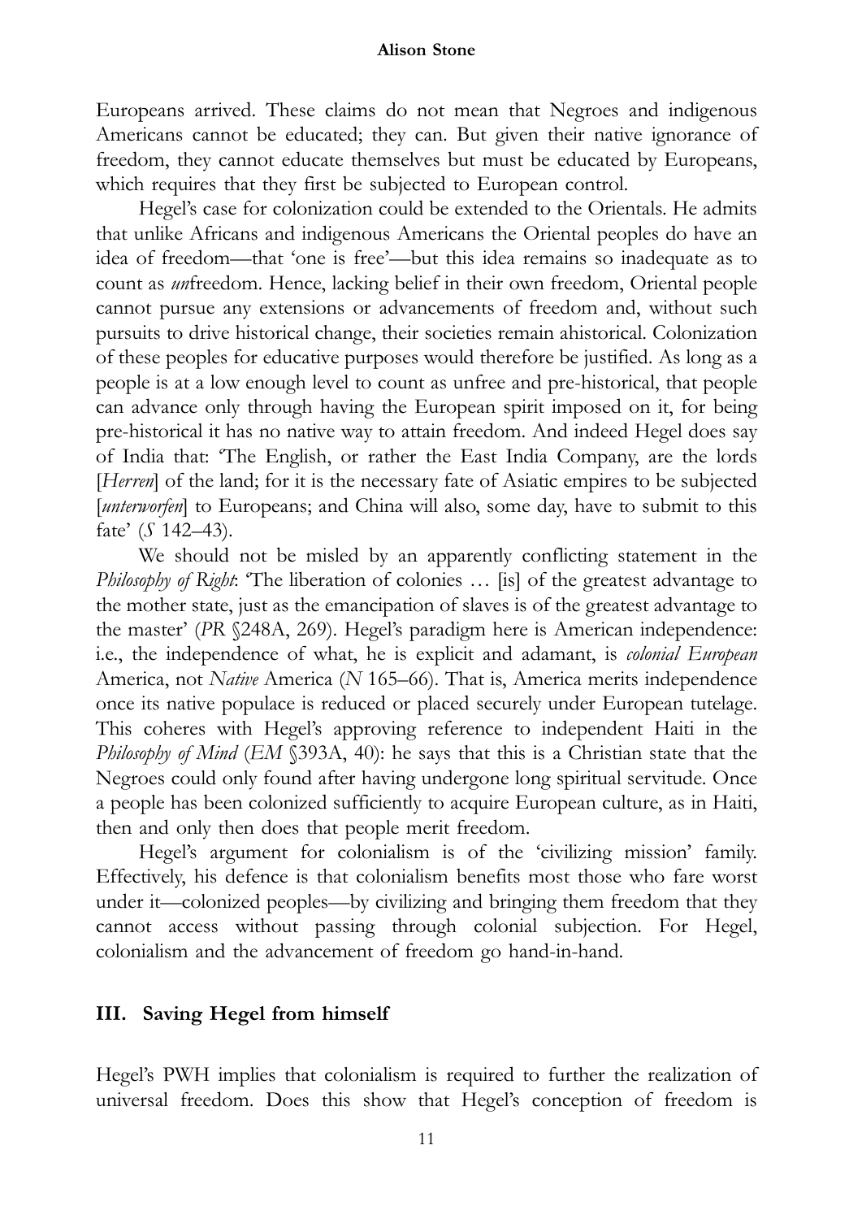Europeans arrived. These claims do not mean that Negroes and indigenous Americans cannot be educated; they can. But given their native ignorance of freedom, they cannot educate themselves but must be educated by Europeans, which requires that they first be subjected to European control.

Hegel's case for colonization could be extended to the Orientals. He admits that unlike Africans and indigenous Americans the Oriental peoples do have an idea of freedom—that 'one is free'—but this idea remains so inadequate as to count as *un*freedom. Hence, lacking belief in their own freedom, Oriental people cannot pursue any extensions or advancements of freedom and, without such pursuits to drive historical change, their societies remain ahistorical. Colonization of these peoples for educative purposes would therefore be justified. As long as a people is at a low enough level to count as unfree and pre-historical, that people can advance only through having the European spirit imposed on it, for being pre-historical it has no native way to attain freedom. And indeed Hegel does say of India that: 'The English, or rather the East India Company, are the lords [*Herren*] of the land; for it is the necessary fate of Asiatic empires to be subjected [*unterworfen*] to Europeans; and China will also, some day, have to submit to this fate' (*S* 142–43).

We should not be misled by an apparently conflicting statement in the *Philosophy of Right*: 'The liberation of colonies … [is] of the greatest advantage to the mother state, just as the emancipation of slaves is of the greatest advantage to the master' (*PR* §248A, 269). Hegel's paradigm here is American independence: i.e., the independence of what, he is explicit and adamant, is *colonial European* America, not *Native* America (*N* 165–66). That is, America merits independence once its native populace is reduced or placed securely under European tutelage. This coheres with Hegel's approving reference to independent Haiti in the *Philosophy of Mind* (*EM* §393A, 40): he says that this is a Christian state that the Negroes could only found after having undergone long spiritual servitude. Once a people has been colonized sufficiently to acquire European culture, as in Haiti, then and only then does that people merit freedom.

Hegel's argument for colonialism is of the 'civilizing mission' family. Effectively, his defence is that colonialism benefits most those who fare worst under it—colonized peoples—by civilizing and bringing them freedom that they cannot access without passing through colonial subjection. For Hegel, colonialism and the advancement of freedom go hand-in-hand.

## III. Saving Hegel from himself

Hegel's PWH implies that colonialism is required to further the realization of universal freedom. Does this show that Hegel's conception of freedom is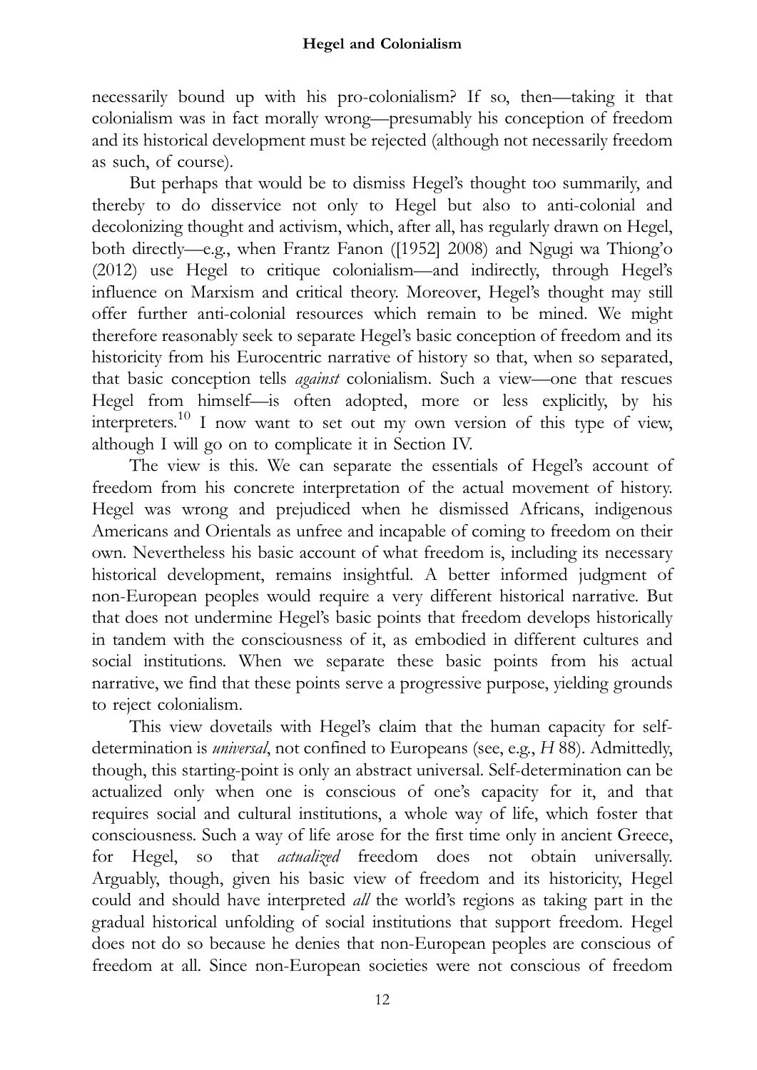necessarily bound up with his pro-colonialism? If so, then—taking it that colonialism was in fact morally wrong—presumably his conception of freedom and its historical development must be rejected (although not necessarily freedom as such, of course).

But perhaps that would be to dismiss Hegel's thought too summarily, and thereby to do disservice not only to Hegel but also to anti-colonial and decolonizing thought and activism, which, after all, has regularly drawn on Hegel, both directly—e.g., when Frantz Fanon ([1952] 2008) and Ngugi wa Thiong'o (2012) use Hegel to critique colonialism—and indirectly, through Hegel's influence on Marxism and critical theory. Moreover, Hegel's thought may still offer further anti-colonial resources which remain to be mined. We might therefore reasonably seek to separate Hegel's basic conception of freedom and its historicity from his Eurocentric narrative of history so that, when so separated, that basic conception tells *against* colonialism. Such a view—one that rescues Hegel from himself—is often adopted, more or less explicitly, by his interpreters.[10] I now want to set out my own version of this type of view, although I will go on to complicate it in Section IV.

The view is this. We can separate the essentials of Hegel's account of freedom from his concrete interpretation of the actual movement of history. Hegel was wrong and prejudiced when he dismissed Africans, indigenous Americans and Orientals as unfree and incapable of coming to freedom on their own. Nevertheless his basic account of what freedom is, including its necessary historical development, remains insightful. A better informed judgment of non-European peoples would require a very different historical narrative. But that does not undermine Hegel's basic points that freedom develops historically in tandem with the consciousness of it, as embodied in different cultures and social institutions. When we separate these basic points from his actual narrative, we find that these points serve a progressive purpose, yielding grounds to reject colonialism.

This view dovetails with Hegel's claim that the human capacity for self-determination is *universal*, not confined to Europeans (see, e.g., *H* 88). Admittedly, though, this starting-point is only an abstract universal. Self-determination can be actualized only when one is conscious of one's capacity for it, and that requires social and cultural institutions, a whole way of life, which foster that consciousness. Such a way of life arose for the first time only in ancient Greece, for Hegel, so that *actualized* freedom does not obtain universally. Arguably, though, given his basic view of freedom and its historicity, Hegel could and should have interpreted *all* the world's regions as taking part in the gradual historical unfolding of social institutions that support freedom. Hegel does not do so because he denies that non-European peoples are conscious of freedom at all. Since non-European societies were not conscious of freedom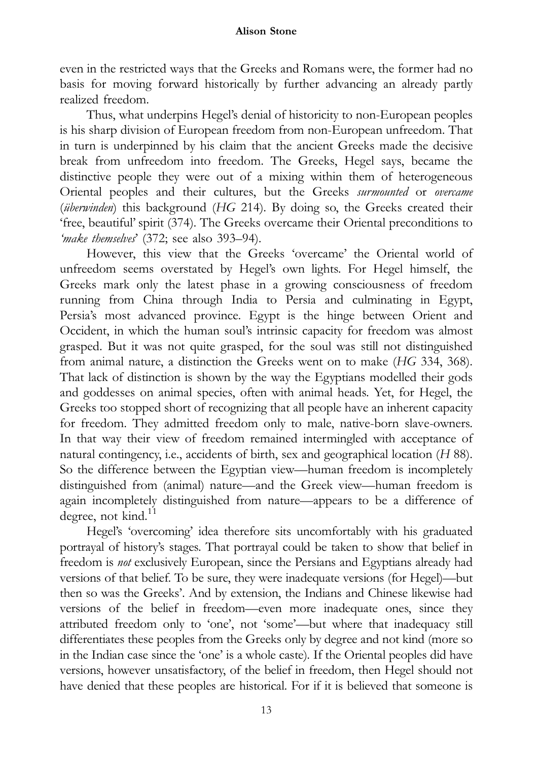even in the restricted ways that the Greeks and Romans were, the former had no basis for moving forward historically by further advancing an already partly realized freedom.

Thus, what underpins Hegel's denial of historicity to non-European peoples is his sharp division of European freedom from non-European unfreedom. That in turn is underpinned by his claim that the ancient Greeks made the decisive break from unfreedom into freedom. The Greeks, Hegel says, became the distinctive people they were out of a mixing within them of heterogeneous Oriental peoples and their cultures, but the Greeks *surmounted* or *overcame* (*überwinden*) this background (*HG* 214). By doing so, the Greeks created their 'free, beautiful' spirit (374). The Greeks overcame their Oriental preconditions to '*make themselves*' (372; see also 393–94).

However, this view that the Greeks 'overcame' the Oriental world of unfreedom seems overstated by Hegel's own lights. For Hegel himself, the Greeks mark only the latest phase in a growing consciousness of freedom running from China through India to Persia and culminating in Egypt, Persia's most advanced province. Egypt is the hinge between Orient and Occident, in which the human soul's intrinsic capacity for freedom was almost grasped. But it was not quite grasped, for the soul was still not distinguished from animal nature, a distinction the Greeks went on to make (*HG* 334, 368). That lack of distinction is shown by the way the Egyptians modelled their gods and goddesses on animal species, often with animal heads. Yet, for Hegel, the Greeks too stopped short of recognizing that all people have an inherent capacity for freedom. They admitted freedom only to male, native-born slave-owners. In that way their view of freedom remained intermingled with acceptance of natural contingency, i.e., accidents of birth, sex and geographical location (*H* 88). So the difference between the Egyptian view—human freedom is incompletely distinguished from (animal) nature—and the Greek view—human freedom is again incompletely distinguished from nature—appears to be a difference of degree, not kind.[11]

Hegel's 'overcoming' idea therefore sits uncomfortably with his graduated portrayal of history's stages. That portrayal could be taken to show that belief in freedom is *not* exclusively European, since the Persians and Egyptians already had versions of that belief. To be sure, they were inadequate versions (for Hegel)—but then so was the Greeks'. And by extension, the Indians and Chinese likewise had versions of the belief in freedom—even more inadequate ones, since they attributed freedom only to 'one', not 'some'—but where that inadequacy still differentiates these peoples from the Greeks only by degree and not kind (more so in the Indian case since the 'one' is a whole caste). If the Oriental peoples did have versions, however unsatisfactory, of the belief in freedom, then Hegel should not have denied that these peoples are historical. For if it is believed that someone is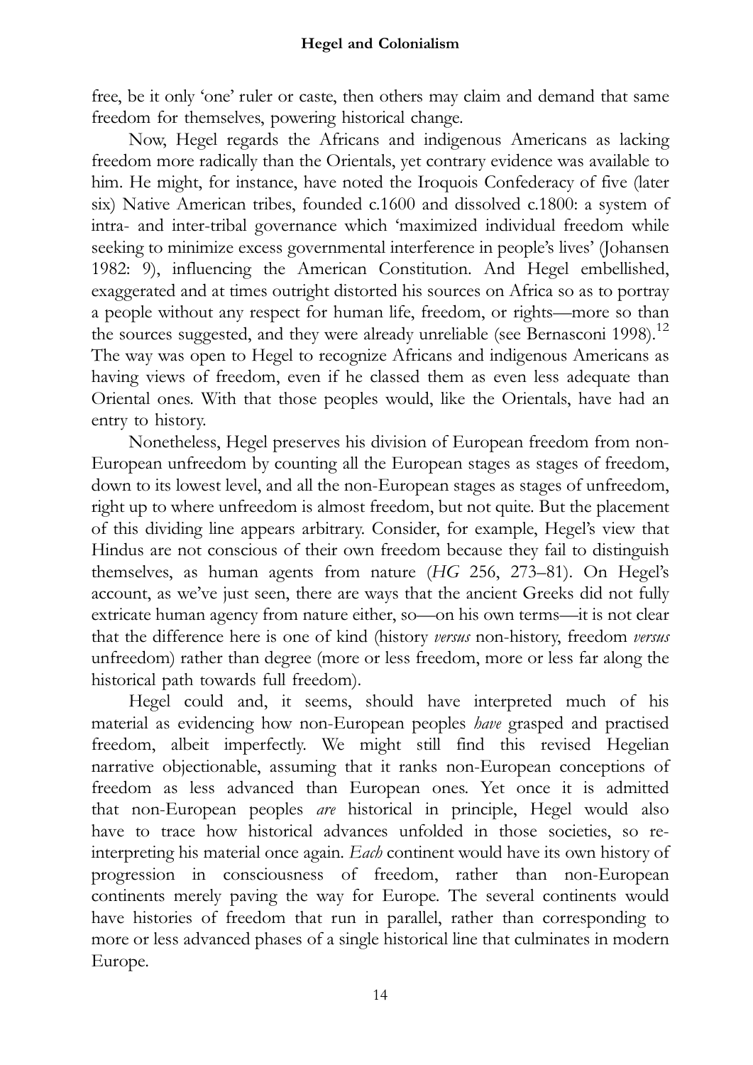free, be it only 'one' ruler or caste, then others may claim and demand that same freedom for themselves, powering historical change.

Now, Hegel regards the Africans and indigenous Americans as lacking freedom more radically than the Orientals, yet contrary evidence was available to him. He might, for instance, have noted the Iroquois Confederacy of five (later six) Native American tribes, founded c.1600 and dissolved c.1800: a system of intra- and inter-tribal governance which 'maximized individual freedom while seeking to minimize excess governmental interference in people's lives' (Johansen 1982: 9), influencing the American Constitution. And Hegel embellished, exaggerated and at times outright distorted his sources on Africa so as to portray a people without any respect for human life, freedom, or rights—more so than the sources suggested, and they were already unreliable (see Bernasconi 1998).[12] The way was open to Hegel to recognize Africans and indigenous Americans as having views of freedom, even if he classed them as even less adequate than Oriental ones. With that those peoples would, like the Orientals, have had an entry to history.

Nonetheless, Hegel preserves his division of European freedom from non-European unfreedom by counting all the European stages as stages of freedom, down to its lowest level, and all the non-European stages as stages of unfreedom, right up to where unfreedom is almost freedom, but not quite. But the placement of this dividing line appears arbitrary. Consider, for example, Hegel's view that Hindus are not conscious of their own freedom because they fail to distinguish themselves, as human agents from nature (*HG* 256, 273–81). On Hegel's account, as we've just seen, there are ways that the ancient Greeks did not fully extricate human agency from nature either, so—on his own terms—it is not clear that the difference here is one of kind (history *versus* non-history, freedom *versus* unfreedom) rather than degree (more or less freedom, more or less far along the historical path towards full freedom).

Hegel could and, it seems, should have interpreted much of his material as evidencing how non-European peoples *have* grasped and practised freedom, albeit imperfectly. We might still find this revised Hegelian narrative objectionable, assuming that it ranks non-European conceptions of freedom as less advanced than European ones. Yet once it is admitted that non-European peoples *are* historical in principle, Hegel would also have to trace how historical advances unfolded in those societies, so re-interpreting his material once again. *Each* continent would have its own history of progression in consciousness of freedom, rather than non-European continents merely paving the way for Europe. The several continents would have histories of freedom that run in parallel, rather than corresponding to more or less advanced phases of a single historical line that culminates in modern Europe.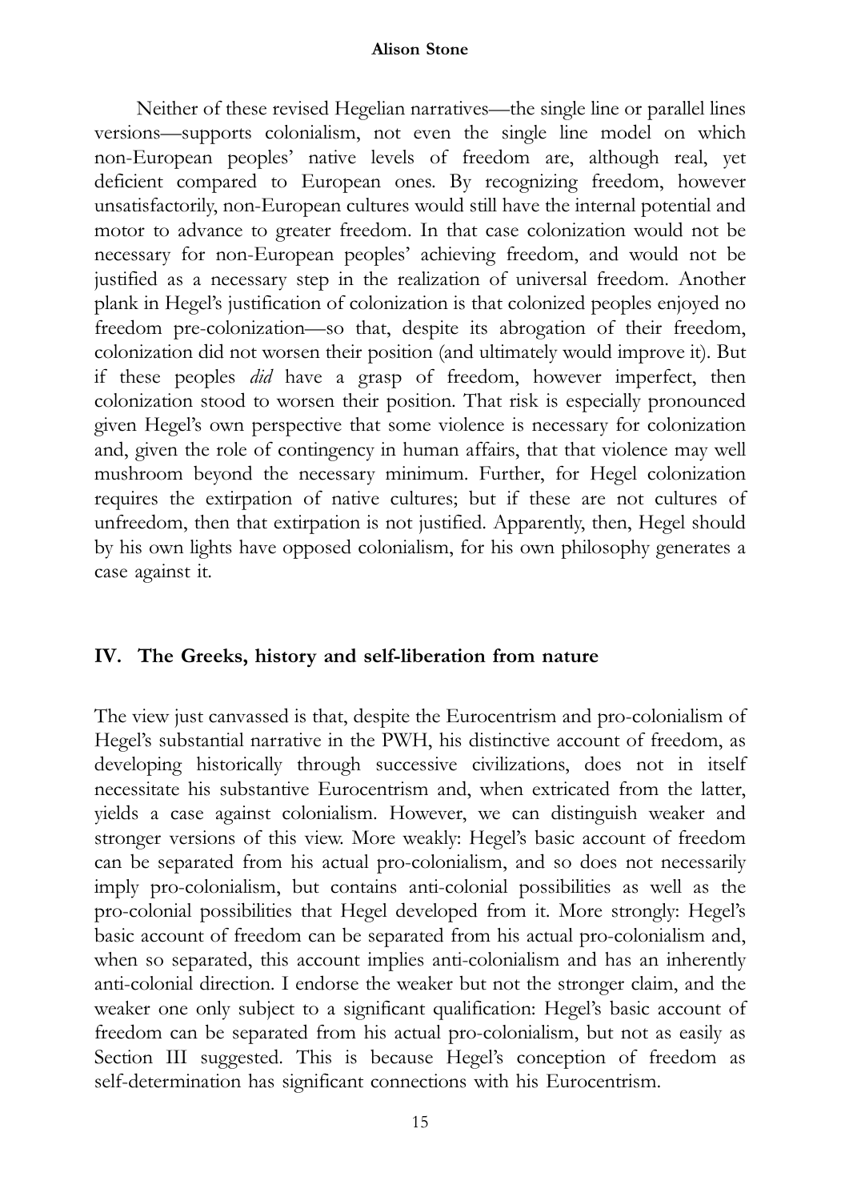Neither of these revised Hegelian narratives—the single line or parallel lines versions—supports colonialism, not even the single line model on which non-European peoples' native levels of freedom are, although real, yet deficient compared to European ones. By recognizing freedom, however unsatisfactorily, non-European cultures would still have the internal potential and motor to advance to greater freedom. In that case colonization would not be necessary for non-European peoples' achieving freedom, and would not be justified as a necessary step in the realization of universal freedom. Another plank in Hegel's justification of colonization is that colonized peoples enjoyed no freedom pre-colonization—so that, despite its abrogation of their freedom, colonization did not worsen their position (and ultimately would improve it). But if these peoples *did* have a grasp of freedom, however imperfect, then colonization stood to worsen their position. That risk is especially pronounced given Hegel's own perspective that some violence is necessary for colonization and, given the role of contingency in human affairs, that that violence may well mushroom beyond the necessary minimum. Further, for Hegel colonization requires the extirpation of native cultures; but if these are not cultures of unfreedom, then that extirpation is not justified. Apparently, then, Hegel should by his own lights have opposed colonialism, for his own philosophy generates a case against it.

## IV. The Greeks, history and self-liberation from nature

The view just canvassed is that, despite the Eurocentrism and pro-colonialism of Hegel's substantial narrative in the PWH, his distinctive account of freedom, as developing historically through successive civilizations, does not in itself necessitate his substantive Eurocentrism and, when extricated from the latter, yields a case against colonialism. However, we can distinguish weaker and stronger versions of this view. More weakly: Hegel's basic account of freedom can be separated from his actual pro-colonialism, and so does not necessarily imply pro-colonialism, but contains anti-colonial possibilities as well as the pro-colonial possibilities that Hegel developed from it. More strongly: Hegel's basic account of freedom can be separated from his actual pro-colonialism and, when so separated, this account implies anti-colonialism and has an inherently anti-colonial direction. I endorse the weaker but not the stronger claim, and the weaker one only subject to a significant qualification: Hegel's basic account of freedom can be separated from his actual pro-colonialism, but not as easily as Section III suggested. This is because Hegel's conception of freedom as self-determination has significant connections with his Eurocentrism.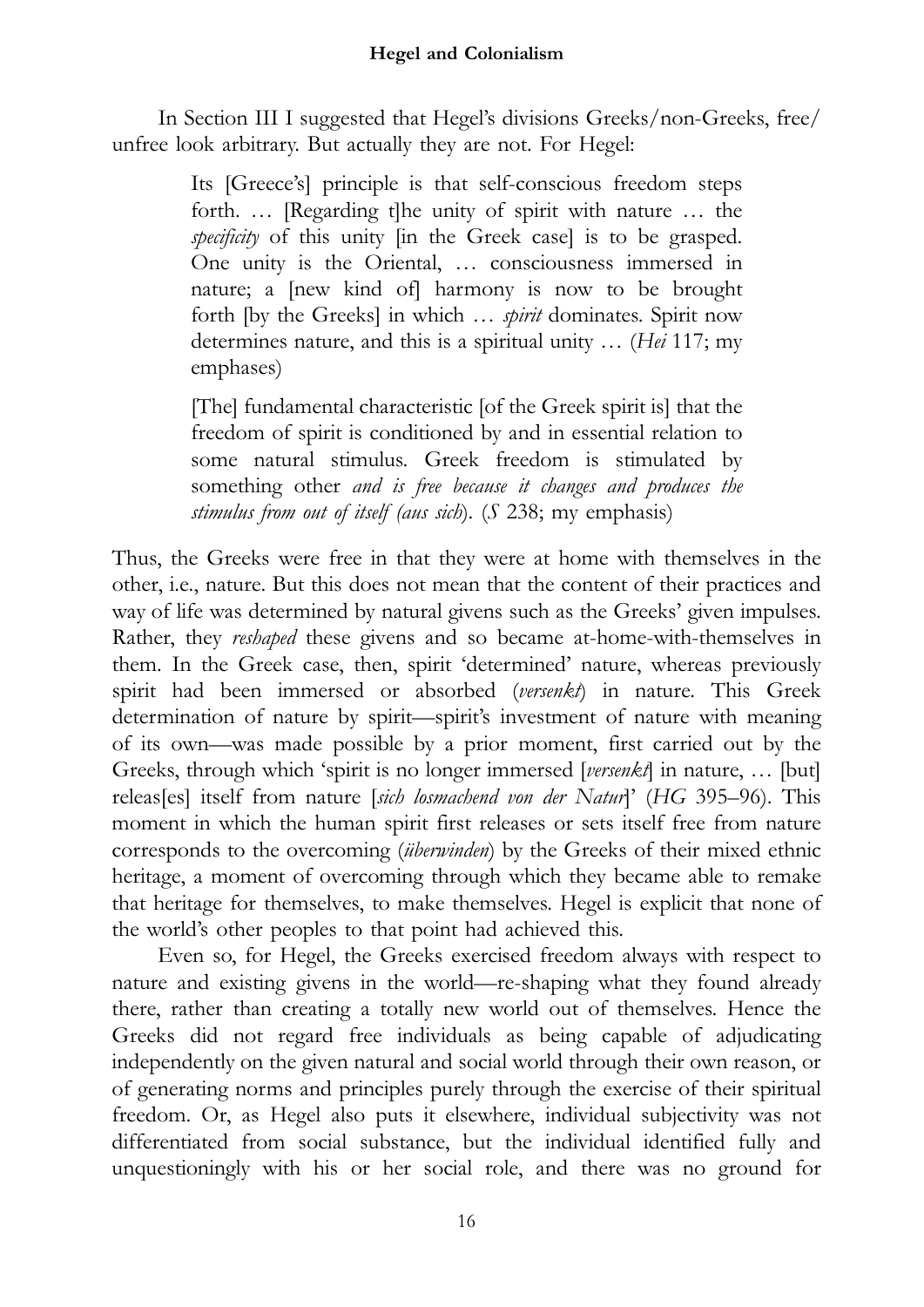In Section III I suggested that Hegel's divisions Greeks/non-Greeks, free/unfree look arbitrary. But actually they are not. For Hegel:

> Its [Greece's] principle is that self-conscious freedom steps forth. … [Regarding t]he unity of spirit with nature … the *specificity* of this unity [in the Greek case] is to be grasped. One unity is the Oriental, … consciousness immersed in nature; a [new kind of] harmony is now to be brought forth [by the Greeks] in which … *spirit* dominates. Spirit now determines nature, and this is a spiritual unity … (*Hei* 117; my emphases)

> [The] fundamental characteristic [of the Greek spirit is] that the freedom of spirit is conditioned by and in essential relation to some natural stimulus. Greek freedom is stimulated by something other *and is free because it changes and produces the stimulus from out of itself (aus sich)*. (*S* 238; my emphasis)

Thus, the Greeks were free in that they were at home with themselves in the other, i.e., nature. But this does not mean that the content of their practices and way of life was determined by natural givens such as the Greeks' given impulses. Rather, they *reshaped* these givens and so became at-home-with-themselves in them. In the Greek case, then, spirit 'determined' nature, whereas previously spirit had been immersed or absorbed (*versenkt*) in nature. This Greek determination of nature by spirit—spirit's investment of nature with meaning of its own—was made possible by a prior moment, first carried out by the Greeks, through which 'spirit is no longer immersed [*versenkt*] in nature, … [but] releas[es] itself from nature [*sich losmachend von der Natur*]' (*HG* 395–96). This moment in which the human spirit first releases or sets itself free from nature corresponds to the overcoming (*überwinden*) by the Greeks of their mixed ethnic heritage, a moment of overcoming through which they became able to remake that heritage for themselves, to make themselves. Hegel is explicit that none of the world's other peoples to that point had achieved this.

Even so, for Hegel, the Greeks exercised freedom always with respect to nature and existing givens in the world—re-shaping what they found already there, rather than creating a totally new world out of themselves. Hence the Greeks did not regard free individuals as being capable of adjudicating independently on the given natural and social world through their own reason, or of generating norms and principles purely through the exercise of their spiritual freedom. Or, as Hegel also puts it elsewhere, individual subjectivity was not differentiated from social substance, but the individual identified fully and unquestioningly with his or her social role, and there was no ground for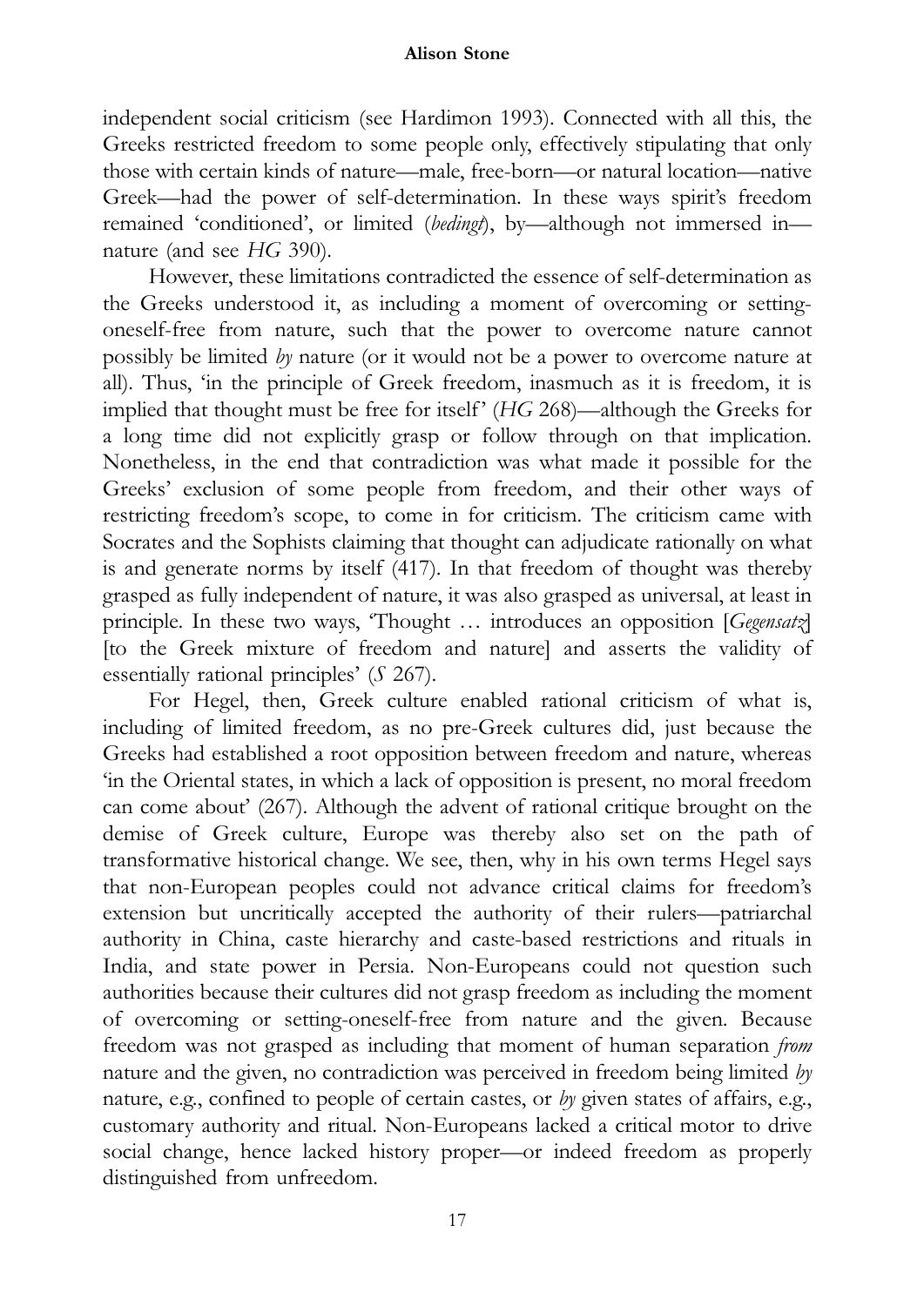independent social criticism (see Hardimon 1993). Connected with all this, the Greeks restricted freedom to some people only, effectively stipulating that only those with certain kinds of nature—male, free-born—or natural location—native Greek—had the power of self-determination. In these ways spirit's freedom remained 'conditioned', or limited (*bedingt*), by—although not immersed in—nature (and see *HG* 390).

However, these limitations contradicted the essence of self-determination as the Greeks understood it, as including a moment of overcoming or setting-oneself-free from nature, such that the power to overcome nature cannot possibly be limited *by* nature (or it would not be a power to overcome nature at all). Thus, 'in the principle of Greek freedom, inasmuch as it is freedom, it is implied that thought must be free for itself' (*HG* 268)—although the Greeks for a long time did not explicitly grasp or follow through on that implication. Nonetheless, in the end that contradiction was what made it possible for the Greeks' exclusion of some people from freedom, and their other ways of restricting freedom's scope, to come in for criticism. The criticism came with Socrates and the Sophists claiming that thought can adjudicate rationally on what is and generate norms by itself (417). In that freedom of thought was thereby grasped as fully independent of nature, it was also grasped as universal, at least in principle. In these two ways, 'Thought … introduces an opposition [*Gegensatz*] [to the Greek mixture of freedom and nature] and asserts the validity of essentially rational principles' (*S* 267).

For Hegel, then, Greek culture enabled rational criticism of what is, including of limited freedom, as no pre-Greek cultures did, just because the Greeks had established a root opposition between freedom and nature, whereas 'in the Oriental states, in which a lack of opposition is present, no moral freedom can come about' (267). Although the advent of rational critique brought on the demise of Greek culture, Europe was thereby also set on the path of transformative historical change. We see, then, why in his own terms Hegel says that non-European peoples could not advance critical claims for freedom's extension but uncritically accepted the authority of their rulers—patriarchal authority in China, caste hierarchy and caste-based restrictions and rituals in India, and state power in Persia. Non-Europeans could not question such authorities because their cultures did not grasp freedom as including the moment of overcoming or setting-oneself-free from nature and the given. Because freedom was not grasped as including that moment of human separation *from* nature and the given, no contradiction was perceived in freedom being limited *by* nature, e.g., confined to people of certain castes, or *by* given states of affairs, e.g., customary authority and ritual. Non-Europeans lacked a critical motor to drive social change, hence lacked history proper—or indeed freedom as properly distinguished from unfreedom.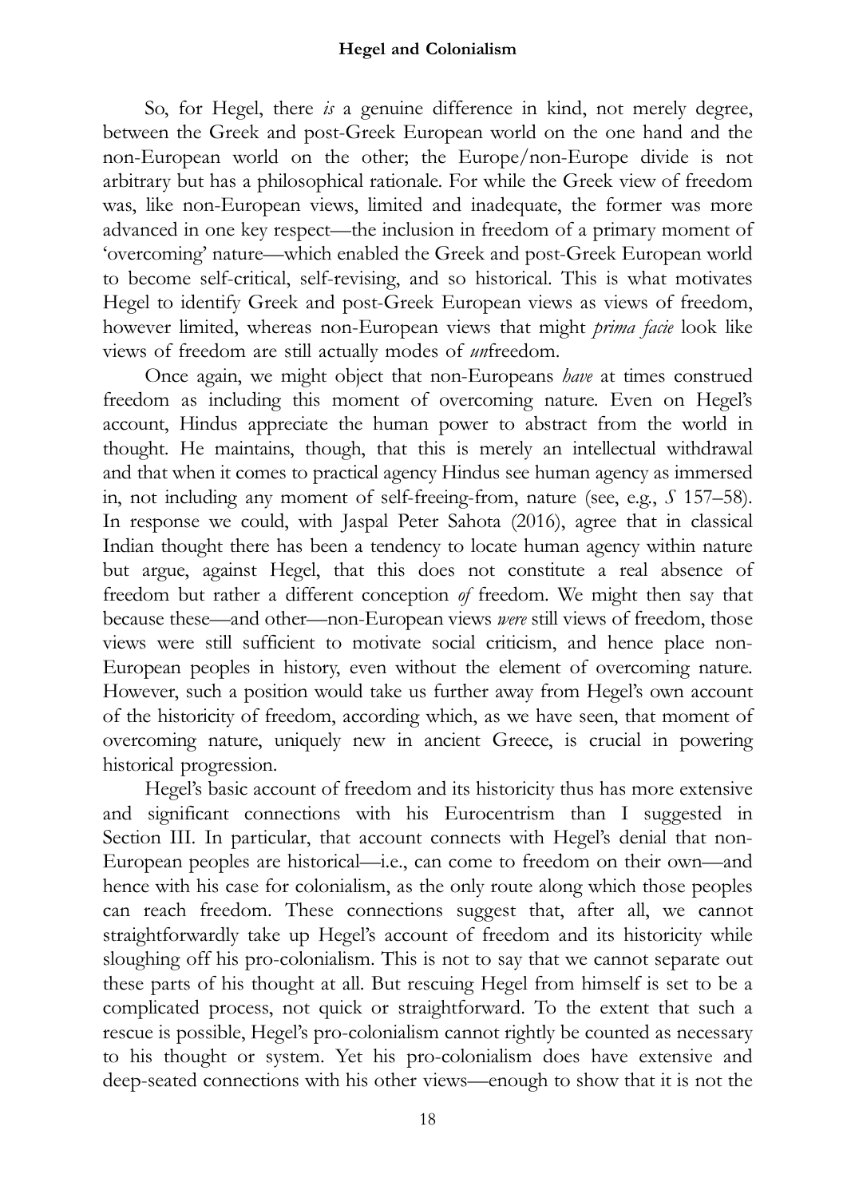So, for Hegel, there *is* a genuine difference in kind, not merely degree, between the Greek and post-Greek European world on the one hand and the non-European world on the other; the Europe/non-Europe divide is not arbitrary but has a philosophical rationale. For while the Greek view of freedom was, like non-European views, limited and inadequate, the former was more advanced in one key respect—the inclusion in freedom of a primary moment of 'overcoming' nature—which enabled the Greek and post-Greek European world to become self-critical, self-revising, and so historical. This is what motivates Hegel to identify Greek and post-Greek European views as views of freedom, however limited, whereas non-European views that might *prima facie* look like views of freedom are still actually modes of *un*freedom.

Once again, we might object that non-Europeans *have* at times construed freedom as including this moment of overcoming nature. Even on Hegel's account, Hindus appreciate the human power to abstract from the world in thought. He maintains, though, that this is merely an intellectual withdrawal and that when it comes to practical agency Hindus see human agency as immersed in, not including any moment of self-freeing-from, nature (see, e.g., *S* 157–58). In response we could, with Jaspal Peter Sahota (2016), agree that in classical Indian thought there has been a tendency to locate human agency within nature but argue, against Hegel, that this does not constitute a real absence of freedom but rather a different conception *of* freedom. We might then say that because these—and other—non-European views *were* still views of freedom, those views were still sufficient to motivate social criticism, and hence place non-European peoples in history, even without the element of overcoming nature. However, such a position would take us further away from Hegel's own account of the historicity of freedom, according which, as we have seen, that moment of overcoming nature, uniquely new in ancient Greece, is crucial in powering historical progression.

Hegel's basic account of freedom and its historicity thus has more extensive and significant connections with his Eurocentrism than I suggested in Section III. In particular, that account connects with Hegel's denial that non-European peoples are historical—i.e., can come to freedom on their own—and hence with his case for colonialism, as the only route along which those peoples can reach freedom. These connections suggest that, after all, we cannot straightforwardly take up Hegel's account of freedom and its historicity while sloughing off his pro-colonialism. This is not to say that we cannot separate out these parts of his thought at all. But rescuing Hegel from himself is set to be a complicated process, not quick or straightforward. To the extent that such a rescue is possible, Hegel's pro-colonialism cannot rightly be counted as necessary to his thought or system. Yet his pro-colonialism does have extensive and deep-seated connections with his other views—enough to show that it is not the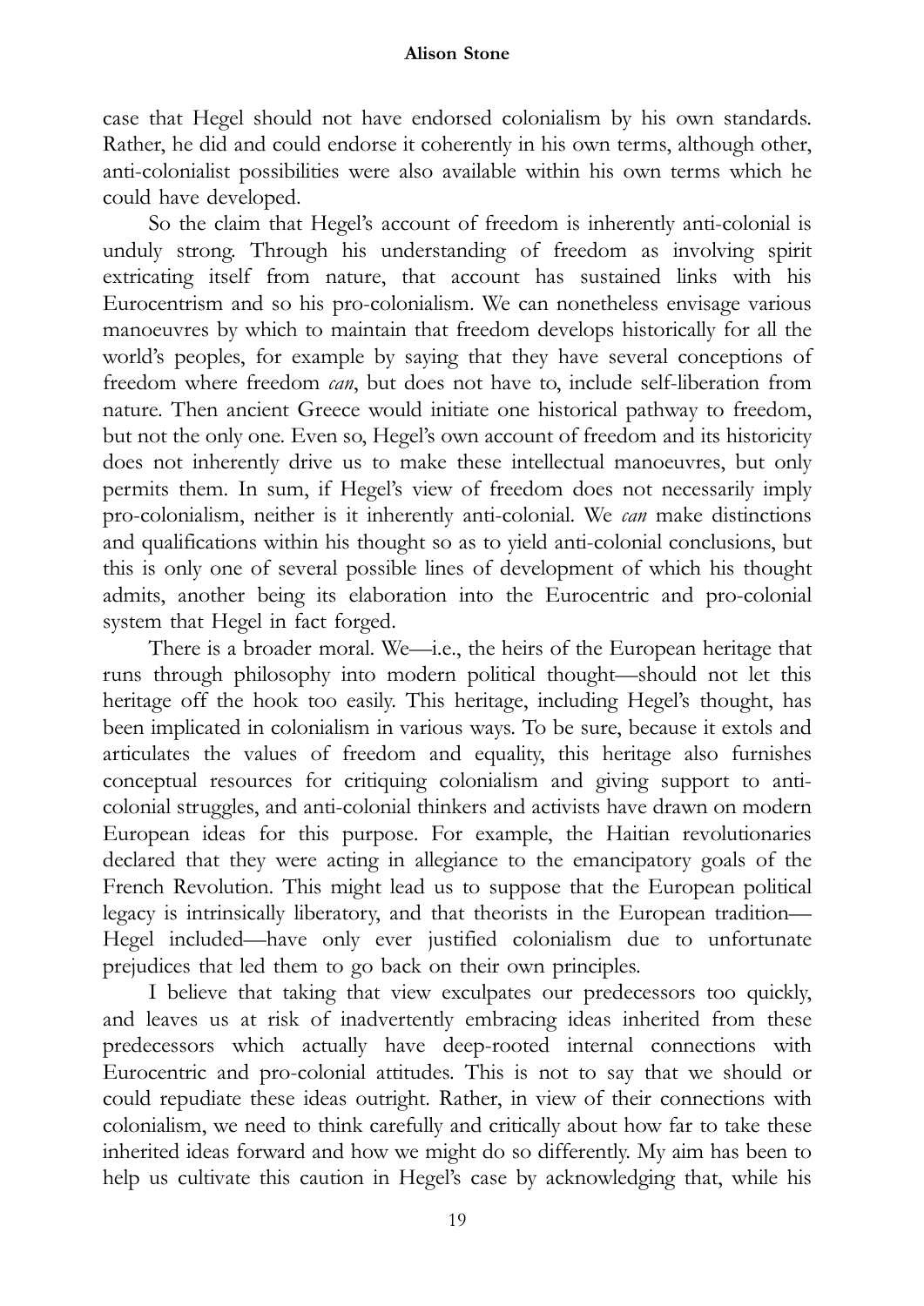case that Hegel should not have endorsed colonialism by his own standards. Rather, he did and could endorse it coherently in his own terms, although other, anti-colonialist possibilities were also available within his own terms which he could have developed.

So the claim that Hegel's account of freedom is inherently anti-colonial is unduly strong. Through his understanding of freedom as involving spirit extricating itself from nature, that account has sustained links with his Eurocentrism and so his pro-colonialism. We can nonetheless envisage various manoeuvres by which to maintain that freedom develops historically for all the world's peoples, for example by saying that they have several conceptions of freedom where freedom *can*, but does not have to, include self-liberation from nature. Then ancient Greece would initiate one historical pathway to freedom, but not the only one. Even so, Hegel's own account of freedom and its historicity does not inherently drive us to make these intellectual manoeuvres, but only permits them. In sum, if Hegel's view of freedom does not necessarily imply pro-colonialism, neither is it inherently anti-colonial. We *can* make distinctions and qualifications within his thought so as to yield anti-colonial conclusions, but this is only one of several possible lines of development of which his thought admits, another being its elaboration into the Eurocentric and pro-colonial system that Hegel in fact forged.

There is a broader moral. We—i.e., the heirs of the European heritage that runs through philosophy into modern political thought—should not let this heritage off the hook too easily. This heritage, including Hegel's thought, has been implicated in colonialism in various ways. To be sure, because it extols and articulates the values of freedom and equality, this heritage also furnishes conceptual resources for critiquing colonialism and giving support to anti-colonial struggles, and anti-colonial thinkers and activists have drawn on modern European ideas for this purpose. For example, the Haitian revolutionaries declared that they were acting in allegiance to the emancipatory goals of the French Revolution. This might lead us to suppose that the European political legacy is intrinsically liberatory, and that theorists in the European tradition—Hegel included—have only ever justified colonialism due to unfortunate prejudices that led them to go back on their own principles.

I believe that taking that view exculpates our predecessors too quickly, and leaves us at risk of inadvertently embracing ideas inherited from these predecessors which actually have deep-rooted internal connections with Eurocentric and pro-colonial attitudes. This is not to say that we should or could repudiate these ideas outright. Rather, in view of their connections with colonialism, we need to think carefully and critically about how far to take these inherited ideas forward and how we might do so differently. My aim has been to help us cultivate this caution in Hegel's case by acknowledging that, while his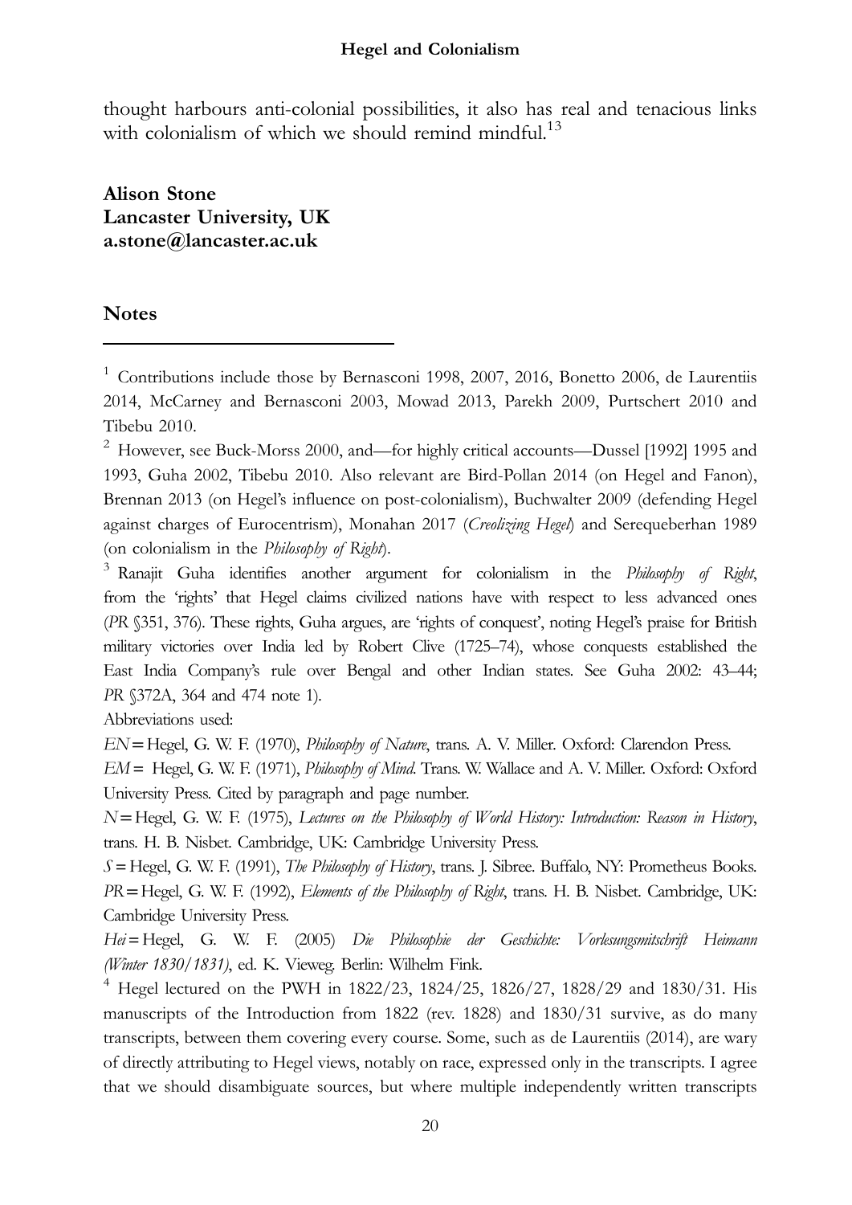thought harbours anti-colonial possibilities, it also has real and tenacious links with colonialism of which we should remind mindful.[13]

**Alison Stone**
**Lancaster University, UK**
**a.stone@lancaster.ac.uk**

## Notes

[1] Contributions include those by Bernasconi 1998, 2007, 2016, Bonetto 2006, de Laurentiis 2014, McCarney and Bernasconi 2003, Mowad 2013, Parekh 2009, Purtschert 2010 and Tibebu 2010.

[2] However, see Buck-Morss 2000, and—for highly critical accounts—Dussel [1992] 1995 and 1993, Guha 2002, Tibebu 2010. Also relevant are Bird-Pollan 2014 (on Hegel and Fanon), Brennan 2013 (on Hegel's influence on post-colonialism), Buchwalter 2009 (defending Hegel against charges of Eurocentrism), Monahan 2017 (*Creolizing Hegel*) and Serequeberhan 1989 (on colonialism in the *Philosophy of Right*).

[3] Ranajit Guha identifies another argument for colonialism in the *Philosophy of Right*, from the 'rights' that Hegel claims civilized nations have with respect to less advanced ones (*PR* §351, 376). These rights, Guha argues, are 'rights of conquest', noting Hegel's praise for British military victories over India led by Robert Clive (1725–74), whose conquests established the East India Company's rule over Bengal and other Indian states. See Guha 2002: 43–44; *PR* §372A, 364 and 474 note 1).

Abbreviations used:

*EN* = Hegel, G. W. F. (1970), *Philosophy of Nature*, trans. A. V. Miller. Oxford: Clarendon Press.

*EM* = Hegel, G. W. F. (1971), *Philosophy of Mind*. Trans. W. Wallace and A. V. Miller. Oxford: Oxford University Press. Cited by paragraph and page number.

*N* = Hegel, G. W. F. (1975), *Lectures on the Philosophy of World History: Introduction: Reason in History*, trans. H. B. Nisbet. Cambridge, UK: Cambridge University Press.

*S* = Hegel, G. W. F. (1991), *The Philosophy of History*, trans. J. Sibree. Buffalo, NY: Prometheus Books.

*PR* = Hegel, G. W. F. (1992), *Elements of the Philosophy of Right*, trans. H. B. Nisbet. Cambridge, UK: Cambridge University Press.

*Hei* = Hegel, G. W. F. (2005) *Die Philosophie der Geschichte: Vorlesungsmitschrift Heimann (Winter 1830/1831)*, ed. K. Vieweg. Berlin: Wilhelm Fink.

[4] Hegel lectured on the PWH in 1822/23, 1824/25, 1826/27, 1828/29 and 1830/31. His manuscripts of the Introduction from 1822 (rev. 1828) and 1830/31 survive, as do many transcripts, between them covering every course. Some, such as de Laurentiis (2014), are wary of directly attributing to Hegel views, notably on race, expressed only in the transcripts. I agree that we should disambiguate sources, but where multiple independently written transcripts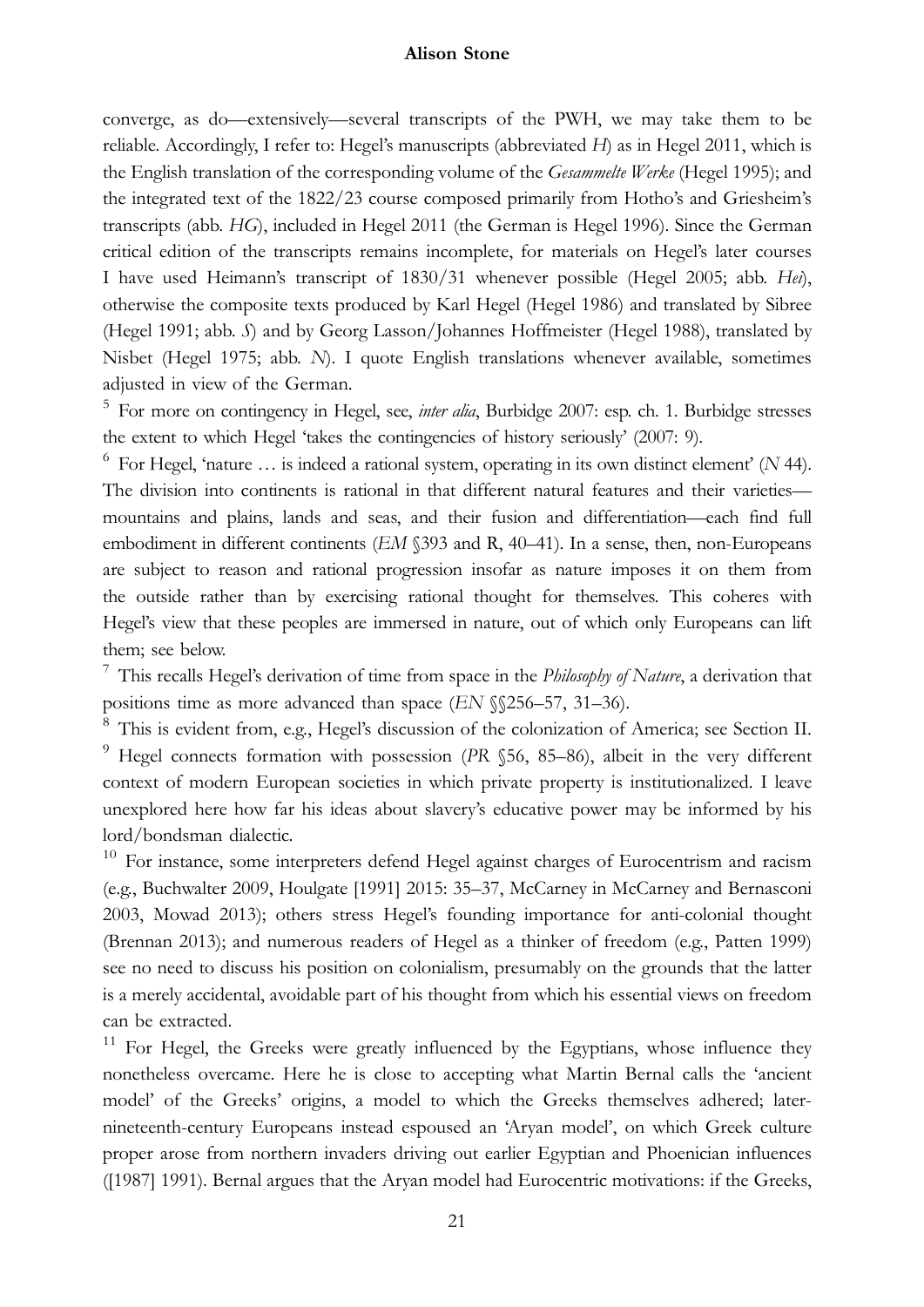converge, as do—extensively—several transcripts of the PWH, we may take them to be reliable. Accordingly, I refer to: Hegel's manuscripts (abbreviated *H*) as in Hegel 2011, which is the English translation of the corresponding volume of the *Gesammelte Werke* (Hegel 1995); and the integrated text of the 1822/23 course composed primarily from Hotho's and Griesheim's transcripts (abb. *HG*), included in Hegel 2011 (the German is Hegel 1996). Since the German critical edition of the transcripts remains incomplete, for materials on Hegel's later courses I have used Heimann's transcript of 1830/31 whenever possible (Hegel 2005; abb. *Hei*), otherwise the composite texts produced by Karl Hegel (Hegel 1986) and translated by Sibree (Hegel 1991; abb. *S*) and by Georg Lasson/Johannes Hoffmeister (Hegel 1988), translated by Nisbet (Hegel 1975; abb. *N*). I quote English translations whenever available, sometimes adjusted in view of the German.

[5] For more on contingency in Hegel, see, *inter alia*, Burbidge 2007: esp. ch. 1. Burbidge stresses the extent to which Hegel 'takes the contingencies of history seriously' (2007: 9).

[6] For Hegel, 'nature … is indeed a rational system, operating in its own distinct element' (*N* 44). The division into continents is rational in that different natural features and their varieties—mountains and plains, lands and seas, and their fusion and differentiation—each find full embodiment in different continents (*EM* §393 and R, 40–41). In a sense, then, non-Europeans are subject to reason and rational progression insofar as nature imposes it on them from the outside rather than by exercising rational thought for themselves. This coheres with Hegel's view that these peoples are immersed in nature, out of which only Europeans can lift them; see below.

[7] This recalls Hegel's derivation of time from space in the *Philosophy of Nature*, a derivation that positions time as more advanced than space (*EN* §§256–57, 31–36).

[8] This is evident from, e.g., Hegel's discussion of the colonization of America; see Section II.

[9] Hegel connects formation with possession (*PR* §56, 85–86), albeit in the very different context of modern European societies in which private property is institutionalized. I leave unexplored here how far his ideas about slavery's educative power may be informed by his lord/bondsman dialectic.

[10] For instance, some interpreters defend Hegel against charges of Eurocentrism and racism (e.g., Buchwalter 2009, Houlgate [1991] 2015: 35–37, McCarney in McCarney and Bernasconi 2003, Mowad 2013); others stress Hegel's founding importance for anti-colonial thought (Brennan 2013); and numerous readers of Hegel as a thinker of freedom (e.g., Patten 1999) see no need to discuss his position on colonialism, presumably on the grounds that the latter is a merely accidental, avoidable part of his thought from which his essential views on freedom can be extracted.

[11] For Hegel, the Greeks were greatly influenced by the Egyptians, whose influence they nonetheless overcame. Here he is close to accepting what Martin Bernal calls the 'ancient model' of the Greeks' origins, a model to which the Greeks themselves adhered; later-nineteenth-century Europeans instead espoused an 'Aryan model', on which Greek culture proper arose from northern invaders driving out earlier Egyptian and Phoenician influences ([1987] 1991). Bernal argues that the Aryan model had Eurocentric motivations: if the Greeks,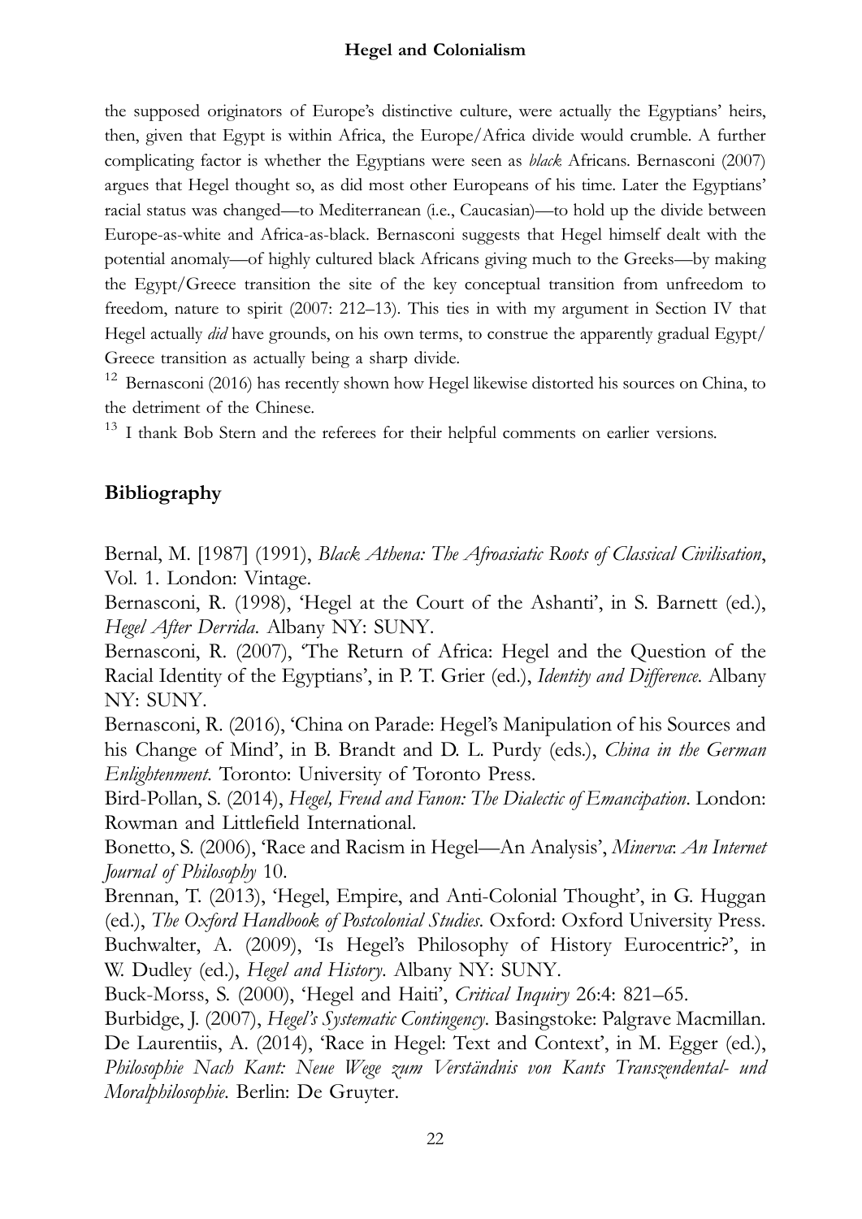the supposed originators of Europe's distinctive culture, were actually the Egyptians' heirs, then, given that Egypt is within Africa, the Europe/Africa divide would crumble. A further complicating factor is whether the Egyptians were seen as *black* Africans. Bernasconi (2007) argues that Hegel thought so, as did most other Europeans of his time. Later the Egyptians' racial status was changed—to Mediterranean (i.e., Caucasian)—to hold up the divide between Europe-as-white and Africa-as-black. Bernasconi suggests that Hegel himself dealt with the potential anomaly—of highly cultured black Africans giving much to the Greeks—by making the Egypt/Greece transition the site of the key conceptual transition from unfreedom to freedom, nature to spirit (2007: 212–13). This ties in with my argument in Section IV that Hegel actually *did* have grounds, on his own terms, to construe the apparently gradual Egypt/Greece transition as actually being a sharp divide.

[12] Bernasconi (2016) has recently shown how Hegel likewise distorted his sources on China, to the detriment of the Chinese.

[13] I thank Bob Stern and the referees for their helpful comments on earlier versions.

## Bibliography

Bernal, M. [1987] (1991), *Black Athena: The Afroasiatic Roots of Classical Civilisation*, Vol. 1. London: Vintage.

Bernasconi, R. (1998), 'Hegel at the Court of the Ashanti', in S. Barnett (ed.), *Hegel After Derrida*. Albany NY: SUNY.

Bernasconi, R. (2007), 'The Return of Africa: Hegel and the Question of the Racial Identity of the Egyptians', in P. T. Grier (ed.), *Identity and Difference*. Albany NY: SUNY.

Bernasconi, R. (2016), 'China on Parade: Hegel's Manipulation of his Sources and his Change of Mind', in B. Brandt and D. L. Purdy (eds.), *China in the German Enlightenment*. Toronto: University of Toronto Press.

Bird-Pollan, S. (2014), *Hegel, Freud and Fanon: The Dialectic of Emancipation*. London: Rowman and Littlefield International.

Bonetto, S. (2006), 'Race and Racism in Hegel—An Analysis', *Minerva*: *An Internet Journal of Philosophy* 10.

Brennan, T. (2013), 'Hegel, Empire, and Anti-Colonial Thought', in G. Huggan (ed.), *The Oxford Handbook of Postcolonial Studies*. Oxford: Oxford University Press.

Buchwalter, A. (2009), 'Is Hegel's Philosophy of History Eurocentric?', in W. Dudley (ed.), *Hegel and History*. Albany NY: SUNY.

Buck-Morss, S. (2000), 'Hegel and Haiti', *Critical Inquiry* 26:4: 821–65.

Burbidge, J. (2007), *Hegel's Systematic Contingency*. Basingstoke: Palgrave Macmillan.

De Laurentiis, A. (2014), 'Race in Hegel: Text and Context', in M. Egger (ed.), *Philosophie Nach Kant: Neue Wege zum Verständnis von Kants Transzendental- und Moralphilosophie*. Berlin: De Gruyter.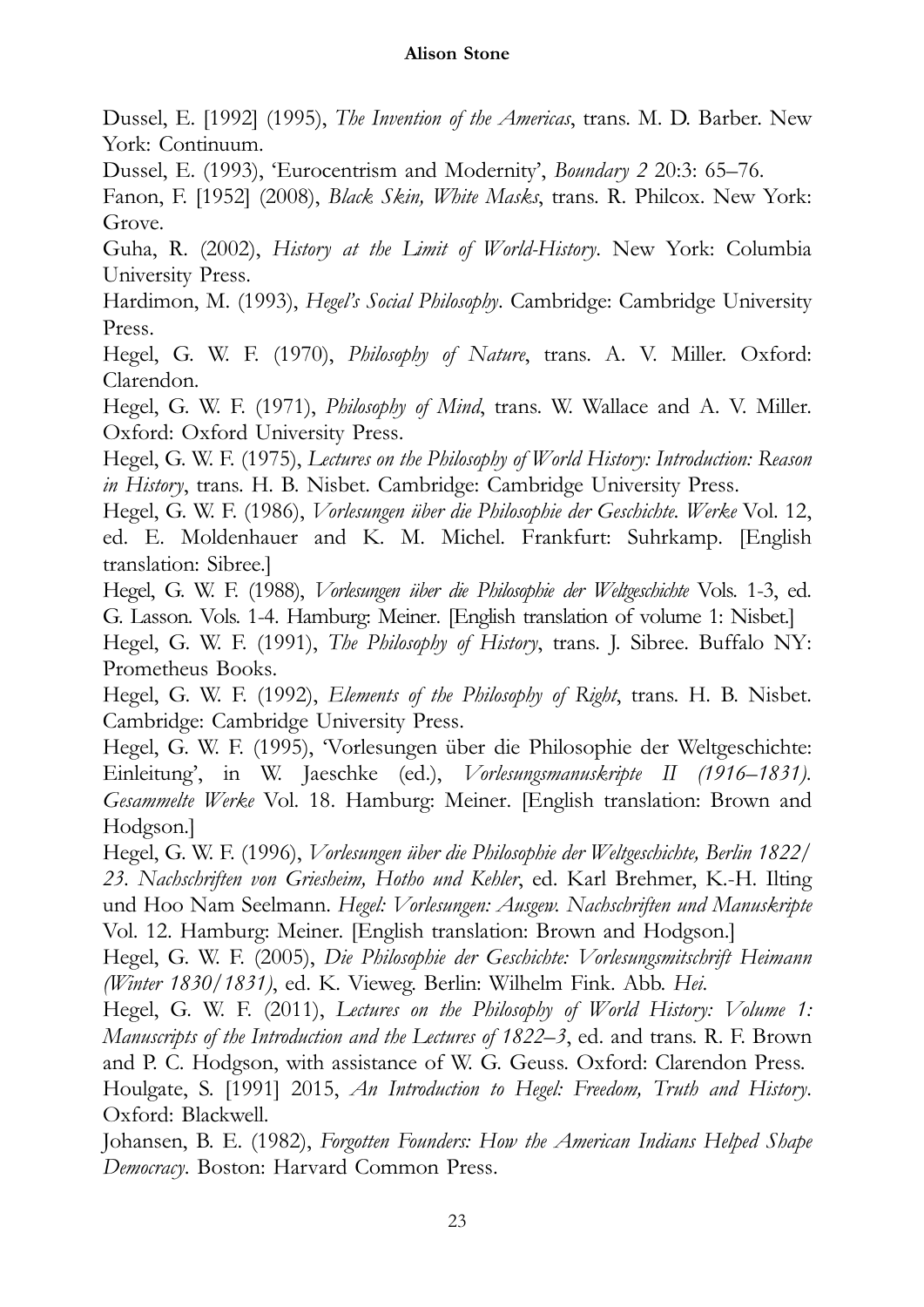Dussel, E. [1992] (1995), *The Invention of the Americas*, trans. M. D. Barber. New York: Continuum.

Dussel, E. (1993), 'Eurocentrism and Modernity', *Boundary 2* 20:3: 65–76.

Fanon, F. [1952] (2008), *Black Skin, White Masks*, trans. R. Philcox. New York: Grove.

Guha, R. (2002), *History at the Limit of World-History*. New York: Columbia University Press.

Hardimon, M. (1993), *Hegel's Social Philosophy*. Cambridge: Cambridge University Press.

Hegel, G. W. F. (1970), *Philosophy of Nature*, trans. A. V. Miller. Oxford: Clarendon.

Hegel, G. W. F. (1971), *Philosophy of Mind*, trans. W. Wallace and A. V. Miller. Oxford: Oxford University Press.

Hegel, G. W. F. (1975), *Lectures on the Philosophy of World History: Introduction: Reason in History*, trans. H. B. Nisbet. Cambridge: Cambridge University Press.

Hegel, G. W. F. (1986), *Vorlesungen über die Philosophie der Geschichte. Werke* Vol. 12, ed. E. Moldenhauer and K. M. Michel. Frankfurt: Suhrkamp. [English translation: Sibree.]

Hegel, G. W. F. (1988), *Vorlesungen über die Philosophie der Weltgeschichte* Vols. 1-3, ed. G. Lasson. Vols. 1-4. Hamburg: Meiner. [English translation of volume 1: Nisbet.]

Hegel, G. W. F. (1991), *The Philosophy of History*, trans. J. Sibree. Buffalo NY: Prometheus Books.

Hegel, G. W. F. (1992), *Elements of the Philosophy of Right*, trans. H. B. Nisbet. Cambridge: Cambridge University Press.

Hegel, G. W. F. (1995), 'Vorlesungen über die Philosophie der Weltgeschichte: Einleitung', in W. Jaeschke (ed.), *Vorlesungsmanuskripte II (1916–1831). Gesammelte Werke* Vol. 18. Hamburg: Meiner. [English translation: Brown and Hodgson.]

Hegel, G. W. F. (1996), *Vorlesungen über die Philosophie der Weltgeschichte, Berlin 1822/23. Nachschriften von Griesheim, Hotho und Kehler*, ed. Karl Brehmer, K.-H. Ilting und Hoo Nam Seelmann. *Hegel: Vorlesungen: Ausgew. Nachschriften und Manuskripte* Vol. 12. Hamburg: Meiner. [English translation: Brown and Hodgson.]

Hegel, G. W. F. (2005), *Die Philosophie der Geschichte: Vorlesungsmitschrift Heimann (Winter 1830/1831)*, ed. K. Vieweg. Berlin: Wilhelm Fink. Abb. *Hei*.

Hegel, G. W. F. (2011), *Lectures on the Philosophy of World History: Volume 1: Manuscripts of the Introduction and the Lectures of 1822–3*, ed. and trans. R. F. Brown and P. C. Hodgson, with assistance of W. G. Geuss. Oxford: Clarendon Press.

Houlgate, S. [1991] 2015, *An Introduction to Hegel: Freedom, Truth and History*. Oxford: Blackwell.

Johansen, B. E. (1982), *Forgotten Founders: How the American Indians Helped Shape Democracy*. Boston: Harvard Common Press.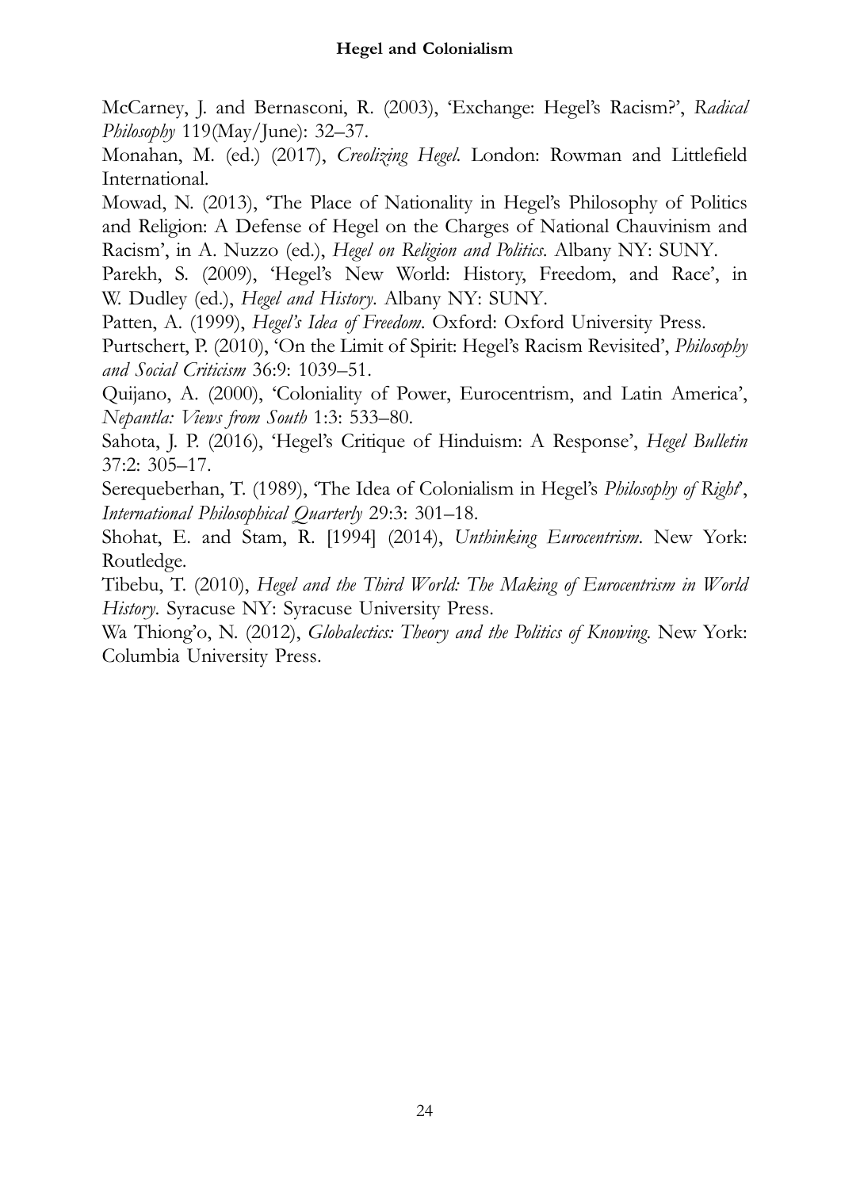McCarney, J. and Bernasconi, R. (2003), 'Exchange: Hegel's Racism?', *Radical Philosophy* 119(May/June): 32–37.

Monahan, M. (ed.) (2017), *Creolizing Hegel*. London: Rowman and Littlefield International.

Mowad, N. (2013), 'The Place of Nationality in Hegel's Philosophy of Politics and Religion: A Defense of Hegel on the Charges of National Chauvinism and Racism', in A. Nuzzo (ed.), *Hegel on Religion and Politics*. Albany NY: SUNY.

Parekh, S. (2009), 'Hegel's New World: History, Freedom, and Race', in W. Dudley (ed.), *Hegel and History*. Albany NY: SUNY.

Patten, A. (1999), *Hegel's Idea of Freedom*. Oxford: Oxford University Press.

Purtschert, P. (2010), 'On the Limit of Spirit: Hegel's Racism Revisited', *Philosophy and Social Criticism* 36:9: 1039–51.

Quijano, A. (2000), 'Coloniality of Power, Eurocentrism, and Latin America', *Nepantla: Views from South* 1:3: 533–80.

Sahota, J. P. (2016), 'Hegel's Critique of Hinduism: A Response', *Hegel Bulletin* 37:2: 305–17.

Serequeberhan, T. (1989), 'The Idea of Colonialism in Hegel's *Philosophy of Right*', *International Philosophical Quarterly* 29:3: 301–18.

Shohat, E. and Stam, R. [1994] (2014), *Unthinking Eurocentrism*. New York: Routledge.

Tibebu, T. (2010), *Hegel and the Third World: The Making of Eurocentrism in World History*. Syracuse NY: Syracuse University Press.

Wa Thiong'o, N. (2012), *Globalectics: Theory and the Politics of Knowing*. New York: Columbia University Press.